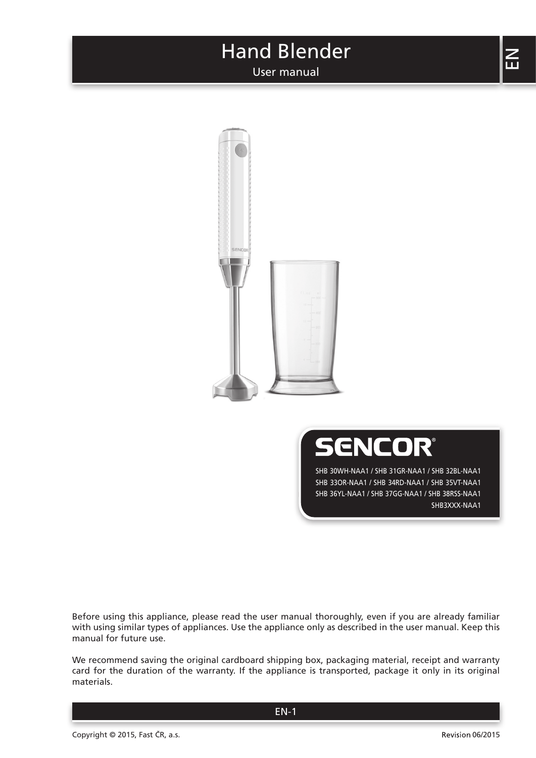# Hand Blender

User manual

EN

SENCOR®

SHB 30WH-NAA1 / SHB 31GR-NAA1 / SHB 32BL-NAA1
SHB 33OR-NAA1 / SHB 34RD-NAA1 / SHB 35VT-NAA1
SHB 36YL-NAA1 / SHB 37GG-NAA1 / SHB 38RSS-NAA1
SHB3XXX-NAA1

Before using this appliance, please read the user manual thoroughly, even if you are already familiar with using similar types of appliances. Use the appliance only as described in the user manual. Keep this manual for future use.

We recommend saving the original cardboard shipping box, packaging material, receipt and warranty card for the duration of the warranty. If the appliance is transported, package it only in its original materials.

Copyright © 2015, Fast ČR, a.s.

Revision 06/2015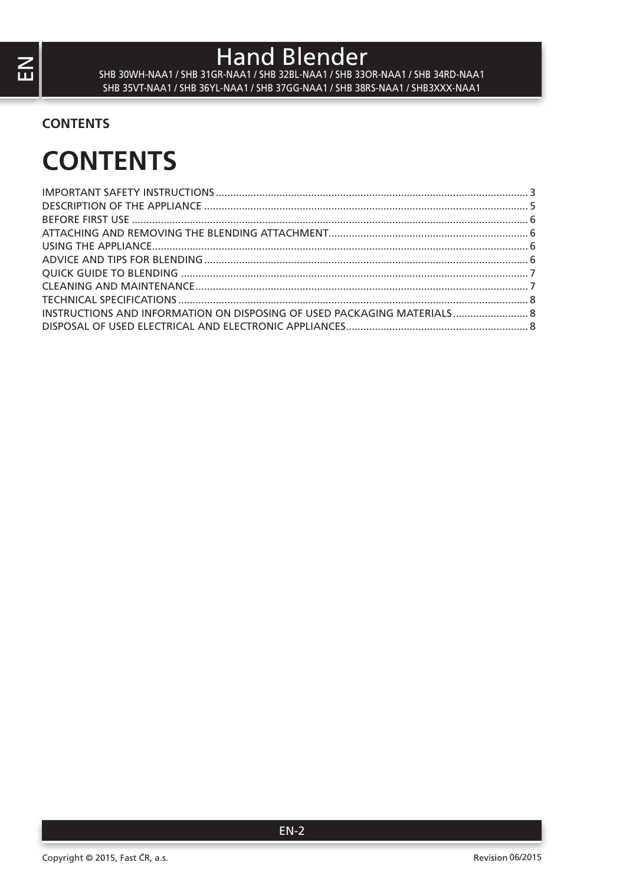**CONTENTS**

# CONTENTS

IMPORTANT SAFETY INSTRUCTIONS ........ 3
DESCRIPTION OF THE APPLIANCE ........ 5
BEFORE FIRST USE ........ 6
ATTACHING AND REMOVING THE BLENDING ATTACHMENT ........ 6
USING THE APPLIANCE ........ 6
ADVICE AND TIPS FOR BLENDING ........ 6
QUICK GUIDE TO BLENDING ........ 7
CLEANING AND MAINTENANCE ........ 7
TECHNICAL SPECIFICATIONS ........ 8
INSTRUCTIONS AND INFORMATION ON DISPOSING OF USED PACKAGING MATERIALS ........ 8
DISPOSAL OF USED ELECTRICAL AND ELECTRONIC APPLIANCES ........ 8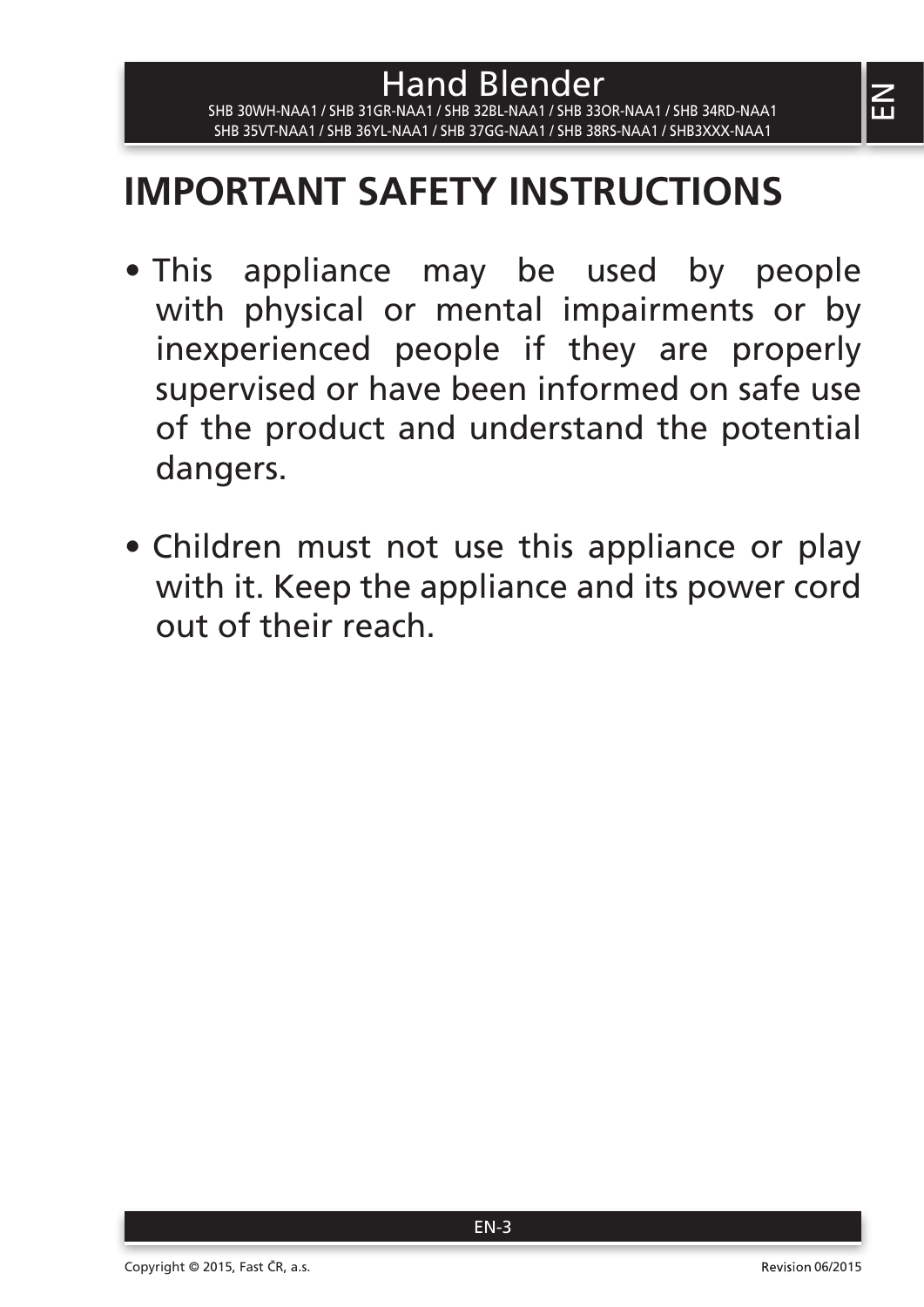# IMPORTANT SAFETY INSTRUCTIONS

- This appliance may be used by people with physical or mental impairments or by inexperienced people if they are properly supervised or have been informed on safe use of the product and understand the potential dangers.

- Children must not use this appliance or play with it. Keep the appliance and its power cord out of their reach.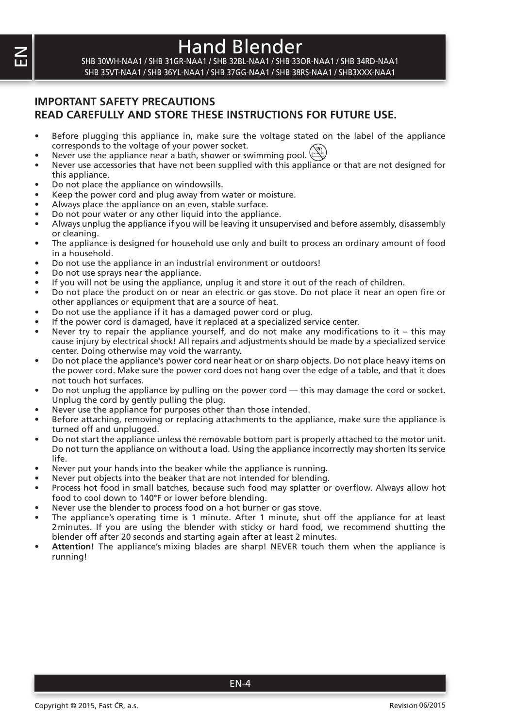# Hand Blender

SHB 30WH-NAA1 / SHB 31GR-NAA1 / SHB 32BL-NAA1 / SHB 33OR-NAA1 / SHB 34RD-NAA1
SHB 35VT-NAA1 / SHB 36YL-NAA1 / SHB 37GG-NAA1 / SHB 38RS-NAA1 / SHB3XXX-NAA1

## IMPORTANT SAFETY PRECAUTIONS
## READ CAREFULLY AND STORE THESE INSTRUCTIONS FOR FUTURE USE.

- Before plugging this appliance in, make sure the voltage stated on the label of the appliance corresponds to the voltage of your power socket.
- Never use the appliance near a bath, shower or swimming pool.
- Never use accessories that have not been supplied with this appliance or that are not designed for this appliance.
- Do not place the appliance on windowsills.
- Keep the power cord and plug away from water or moisture.
- Always place the appliance on an even, stable surface.
- Do not pour water or any other liquid into the appliance.
- Always unplug the appliance if you will be leaving it unsupervised and before assembly, disassembly or cleaning.
- The appliance is designed for household use only and built to process an ordinary amount of food in a household.
- Do not use the appliance in an industrial environment or outdoors!
- Do not use sprays near the appliance.
- If you will not be using the appliance, unplug it and store it out of the reach of children.
- Do not place the product on or near an electric or gas stove. Do not place it near an open fire or other appliances or equipment that are a source of heat.
- Do not use the appliance if it has a damaged power cord or plug.
- If the power cord is damaged, have it replaced at a specialized service center.
- Never try to repair the appliance yourself, and do not make any modifications to it – this may cause injury by electrical shock! All repairs and adjustments should be made by a specialized service center. Doing otherwise may void the warranty.
- Do not place the appliance's power cord near heat or on sharp objects. Do not place heavy items on the power cord. Make sure the power cord does not hang over the edge of a table, and that it does not touch hot surfaces.
- Do not unplug the appliance by pulling on the power cord — this may damage the cord or socket. Unplug the cord by gently pulling the plug.
- Never use the appliance for purposes other than those intended.
- Before attaching, removing or replacing attachments to the appliance, make sure the appliance is turned off and unplugged.
- Do not start the appliance unless the removable bottom part is properly attached to the motor unit. Do not turn the appliance on without a load. Using the appliance incorrectly may shorten its service life.
- Never put your hands into the beaker while the appliance is running.
- Never put objects into the beaker that are not intended for blending.
- Process hot food in small batches, because such food may splatter or overflow. Always allow hot food to cool down to 140°F or lower before blending.
- Never use the blender to process food on a hot burner or gas stove.
- The appliance's operating time is 1 minute. After 1 minute, shut off the appliance for at least 2 minutes. If you are using the blender with sticky or hard food, we recommend shutting the blender off after 20 seconds and starting again after at least 2 minutes.
- **Attention!** The appliance's mixing blades are sharp! NEVER touch them when the appliance is running!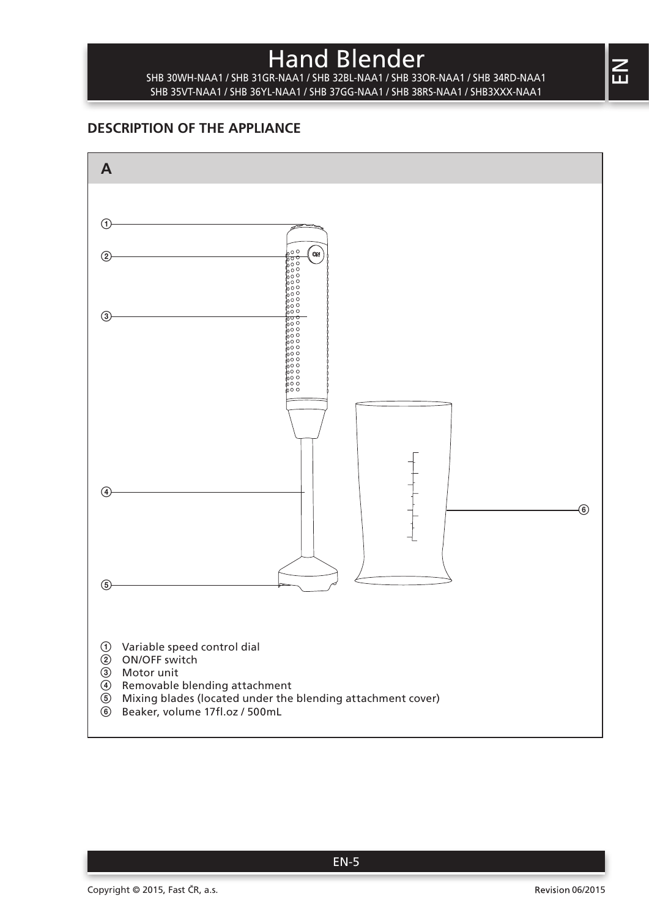# Hand Blender

SHB 30WH-NAA1 / SHB 31GR-NAA1 / SHB 32BL-NAA1 / SHB 33OR-NAA1 / SHB 34RD-NAA1
SHB 35VT-NAA1 / SHB 36YL-NAA1 / SHB 37GG-NAA1 / SHB 38RS-NAA1 / SHB3XXX-NAA1

## DESCRIPTION OF THE APPLIANCE

**A**

① Variable speed control dial
② ON/OFF switch
③ Motor unit
④ Removable blending attachment
⑤ Mixing blades (located under the blending attachment cover)
⑥ Beaker, volume 17fl.oz / 500mL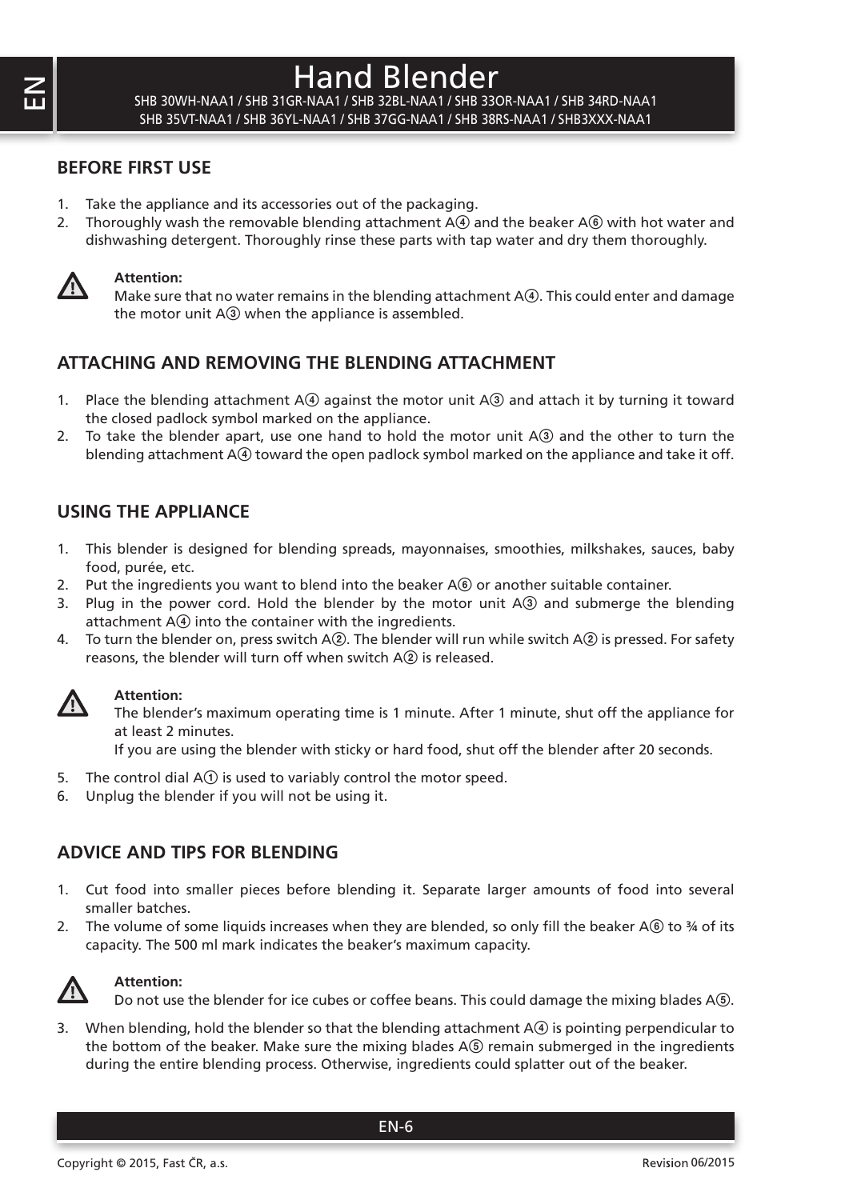# Hand Blender

SHB 30WH-NAA1 / SHB 31GR-NAA1 / SHB 32BL-NAA1 / SHB 33OR-NAA1 / SHB 34RD-NAA1
SHB 35VT-NAA1 / SHB 36YL-NAA1 / SHB 37GG-NAA1 / SHB 38RS-NAA1 / SHB3XXX-NAA1

## BEFORE FIRST USE

1. Take the appliance and its accessories out of the packaging.
2. Thoroughly wash the removable blending attachment A④ and the beaker A⑥ with hot water and dishwashing detergent. Thoroughly rinse these parts with tap water and dry them thoroughly.

**Attention:**
Make sure that no water remains in the blending attachment A④. This could enter and damage the motor unit A③ when the appliance is assembled.

## ATTACHING AND REMOVING THE BLENDING ATTACHMENT

1. Place the blending attachment A④ against the motor unit A③ and attach it by turning it toward the closed padlock symbol marked on the appliance.
2. To take the blender apart, use one hand to hold the motor unit A③ and the other to turn the blending attachment A④ toward the open padlock symbol marked on the appliance and take it off.

## USING THE APPLIANCE

1. This blender is designed for blending spreads, mayonnaises, smoothies, milkshakes, sauces, baby food, purée, etc.
2. Put the ingredients you want to blend into the beaker A⑥ or another suitable container.
3. Plug in the power cord. Hold the blender by the motor unit A③ and submerge the blending attachment A④ into the container with the ingredients.
4. To turn the blender on, press switch A②. The blender will run while switch A② is pressed. For safety reasons, the blender will turn off when switch A② is released.

**Attention:**
The blender's maximum operating time is 1 minute. After 1 minute, shut off the appliance for at least 2 minutes.
If you are using the blender with sticky or hard food, shut off the blender after 20 seconds.

5. The control dial A① is used to variably control the motor speed.
6. Unplug the blender if you will not be using it.

## ADVICE AND TIPS FOR BLENDING

1. Cut food into smaller pieces before blending it. Separate larger amounts of food into several smaller batches.
2. The volume of some liquids increases when they are blended, so only fill the beaker A⑥ to ¾ of its capacity. The 500 ml mark indicates the beaker's maximum capacity.

**Attention:**
Do not use the blender for ice cubes or coffee beans. This could damage the mixing blades A⑤.

3. When blending, hold the blender so that the blending attachment A④ is pointing perpendicular to the bottom of the beaker. Make sure the mixing blades A⑤ remain submerged in the ingredients during the entire blending process. Otherwise, ingredients could splatter out of the beaker.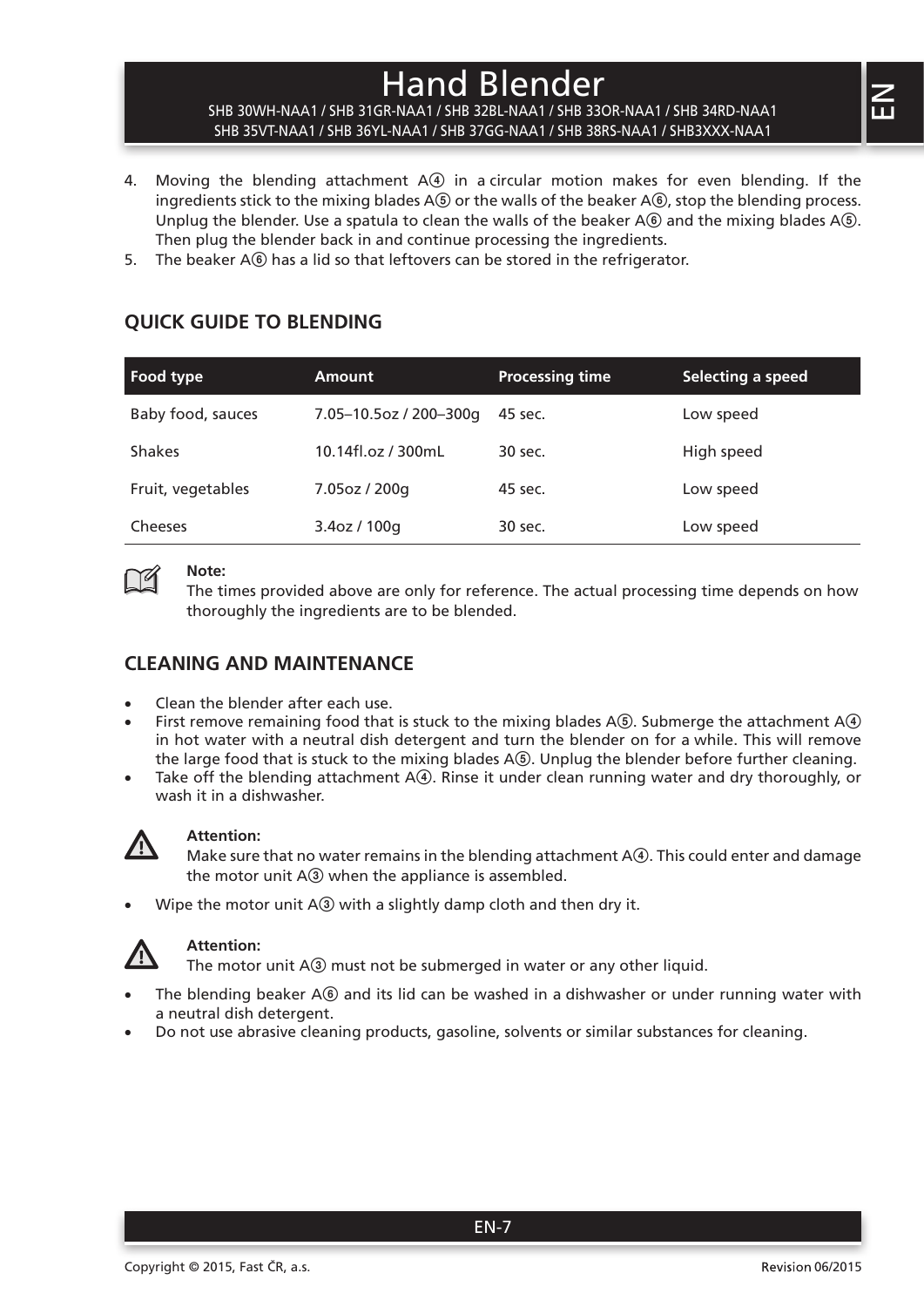4. Moving the blending attachment A④ in a circular motion makes for even blending. If the ingredients stick to the mixing blades A⑤ or the walls of the beaker A⑥, stop the blending process. Unplug the blender. Use a spatula to clean the walls of the beaker A⑥ and the mixing blades A⑤. Then plug the blender back in and continue processing the ingredients.
5. The beaker A⑥ has a lid so that leftovers can be stored in the refrigerator.

## QUICK GUIDE TO BLENDING

| Food type | Amount | Processing time | Selecting a speed |
|---|---|---|---|
| Baby food, sauces | 7.05–10.5oz / 200–300g | 45 sec. | Low speed |
| Shakes | 10.14fl.oz / 300mL | 30 sec. | High speed |
| Fruit, vegetables | 7.05oz / 200g | 45 sec. | Low speed |
| Cheeses | 3.4oz / 100g | 30 sec. | Low speed |

**Note:**
The times provided above are only for reference. The actual processing time depends on how thoroughly the ingredients are to be blended.

## CLEANING AND MAINTENANCE

- Clean the blender after each use.
- First remove remaining food that is stuck to the mixing blades A⑤. Submerge the attachment A④ in hot water with a neutral dish detergent and turn the blender on for a while. This will remove the large food that is stuck to the mixing blades A⑤. Unplug the blender before further cleaning.
- Take off the blending attachment A④. Rinse it under clean running water and dry thoroughly, or wash it in a dishwasher.

**Attention:**
Make sure that no water remains in the blending attachment A④. This could enter and damage the motor unit A③ when the appliance is assembled.

- Wipe the motor unit A③ with a slightly damp cloth and then dry it.

**Attention:**
The motor unit A③ must not be submerged in water or any other liquid.

- The blending beaker A⑥ and its lid can be washed in a dishwasher or under running water with a neutral dish detergent.
- Do not use abrasive cleaning products, gasoline, solvents or similar substances for cleaning.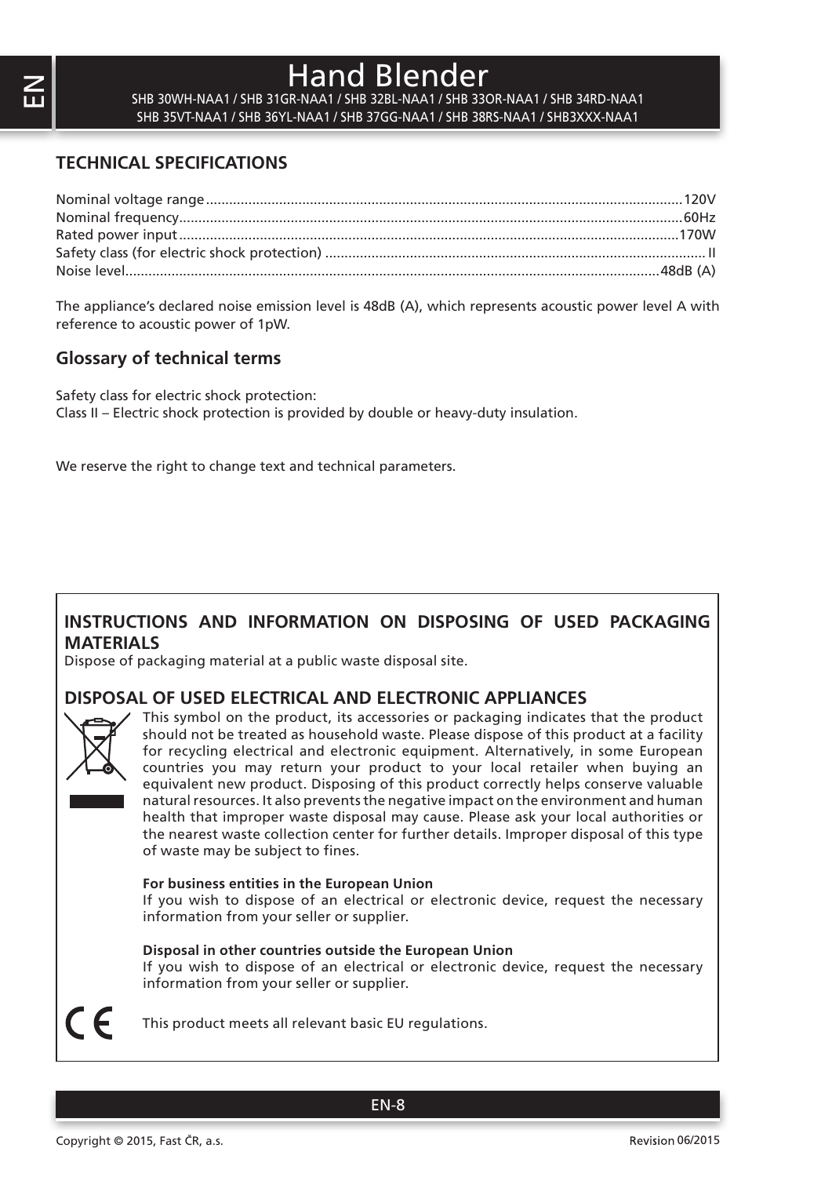# Hand Blender

SHB 30WH-NAA1 / SHB 31GR-NAA1 / SHB 32BL-NAA1 / SHB 33OR-NAA1 / SHB 34RD-NAA1
SHB 35VT-NAA1 / SHB 36YL-NAA1 / SHB 37GG-NAA1 / SHB 38RS-NAA1 / SHB3XXX-NAA1

## TECHNICAL SPECIFICATIONS

Nominal voltage range .......... 120V
Nominal frequency .......... 60Hz
Rated power input .......... 170W
Safety class (for electric shock protection) .......... II
Noise level .......... 48dB (A)

The appliance's declared noise emission level is 48dB (A), which represents acoustic power level A with reference to acoustic power of 1pW.

### Glossary of technical terms

Safety class for electric shock protection:
Class II – Electric shock protection is provided by double or heavy-duty insulation.

We reserve the right to change text and technical parameters.

## INSTRUCTIONS AND INFORMATION ON DISPOSING OF USED PACKAGING MATERIALS

Dispose of packaging material at a public waste disposal site.

## DISPOSAL OF USED ELECTRICAL AND ELECTRONIC APPLIANCES

This symbol on the product, its accessories or packaging indicates that the product should not be treated as household waste. Please dispose of this product at a facility for recycling electrical and electronic equipment. Alternatively, in some European countries you may return your product to your local retailer when buying an equivalent new product. Disposing of this product correctly helps conserve valuable natural resources. It also prevents the negative impact on the environment and human health that improper waste disposal may cause. Please ask your local authorities or the nearest waste collection center for further details. Improper disposal of this type of waste may be subject to fines.

**For business entities in the European Union**
If you wish to dispose of an electrical or electronic device, request the necessary information from your seller or supplier.

**Disposal in other countries outside the European Union**
If you wish to dispose of an electrical or electronic device, request the necessary information from your seller or supplier.

This product meets all relevant basic EU regulations.

Copyright © 2015, Fast ČR, a.s. Revision 06/2015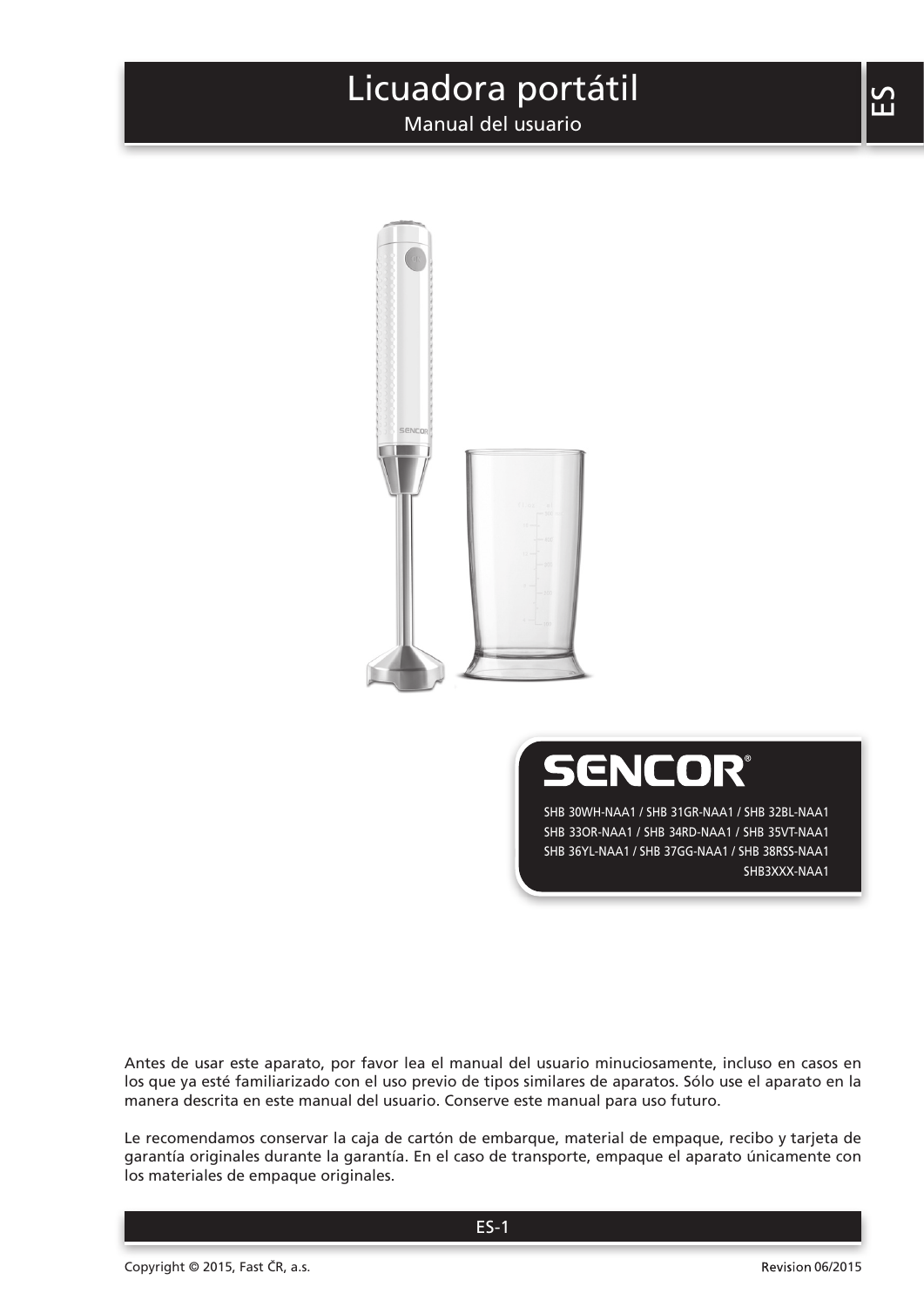# Licuadora portátil

Manual del usuario

ES

**SENCOR®**

SHB 30WH-NAA1 / SHB 31GR-NAA1 / SHB 32BL-NAA1
SHB 33OR-NAA1 / SHB 34RD-NAA1 / SHB 35VT-NAA1
SHB 36YL-NAA1 / SHB 37GG-NAA1 / SHB 38RSS-NAA1
SHB3XXX-NAA1

Antes de usar este aparato, por favor lea el manual del usuario minuciosamente, incluso en casos en los que ya esté familiarizado con el uso previo de tipos similares de aparatos. Sólo use el aparato en la manera descrita en este manual del usuario. Conserve este manual para uso futuro.

Le recomendamos conservar la caja de cartón de embarque, material de empaque, recibo y tarjeta de garantía originales durante la garantía. En el caso de transporte, empaque el aparato únicamente con los materiales de empaque originales.

Copyright © 2015, Fast ČR, a.s.

Revision 06/2015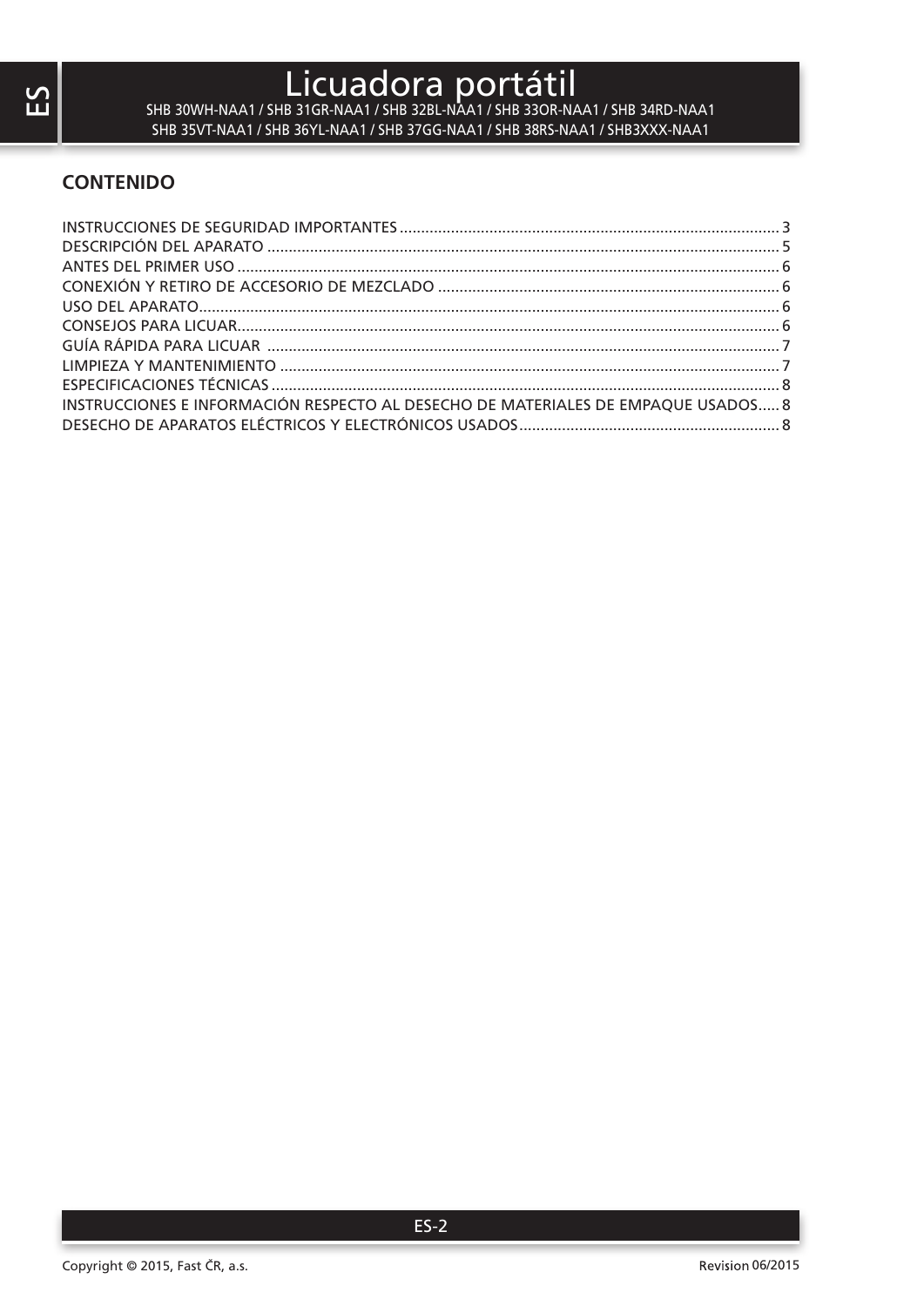# Licuadora portátil

SHB 30WH-NAA1 / SHB 31GR-NAA1 / SHB 32BL-NAA1 / SHB 33OR-NAA1 / SHB 34RD-NAA1
SHB 35VT-NAA1 / SHB 36YL-NAA1 / SHB 37GG-NAA1 / SHB 38RS-NAA1 / SHB3XXX-NAA1

## CONTENIDO

INSTRUCCIONES DE SEGURIDAD IMPORTANTES ........................................ 3
DESCRIPCIÓN DEL APARATO ........................................ 5
ANTES DEL PRIMER USO ........................................ 6
CONEXIÓN Y RETIRO DE ACCESORIO DE MEZCLADO ........................................ 6
USO DEL APARATO ........................................ 6
CONSEJOS PARA LICUAR ........................................ 6
GUÍA RÁPIDA PARA LICUAR ........................................ 7
LIMPIEZA Y MANTENIMIENTO ........................................ 7
ESPECIFICACIONES TÉCNICAS ........................................ 8
INSTRUCCIONES E INFORMACIÓN RESPECTO AL DESECHO DE MATERIALES DE EMPAQUE USADOS ..... 8
DESECHO DE APARATOS ELÉCTRICOS Y ELECTRÓNICOS USADOS ........................................ 8

Copyright © 2015, Fast ČR, a.s.

Revision 06/2015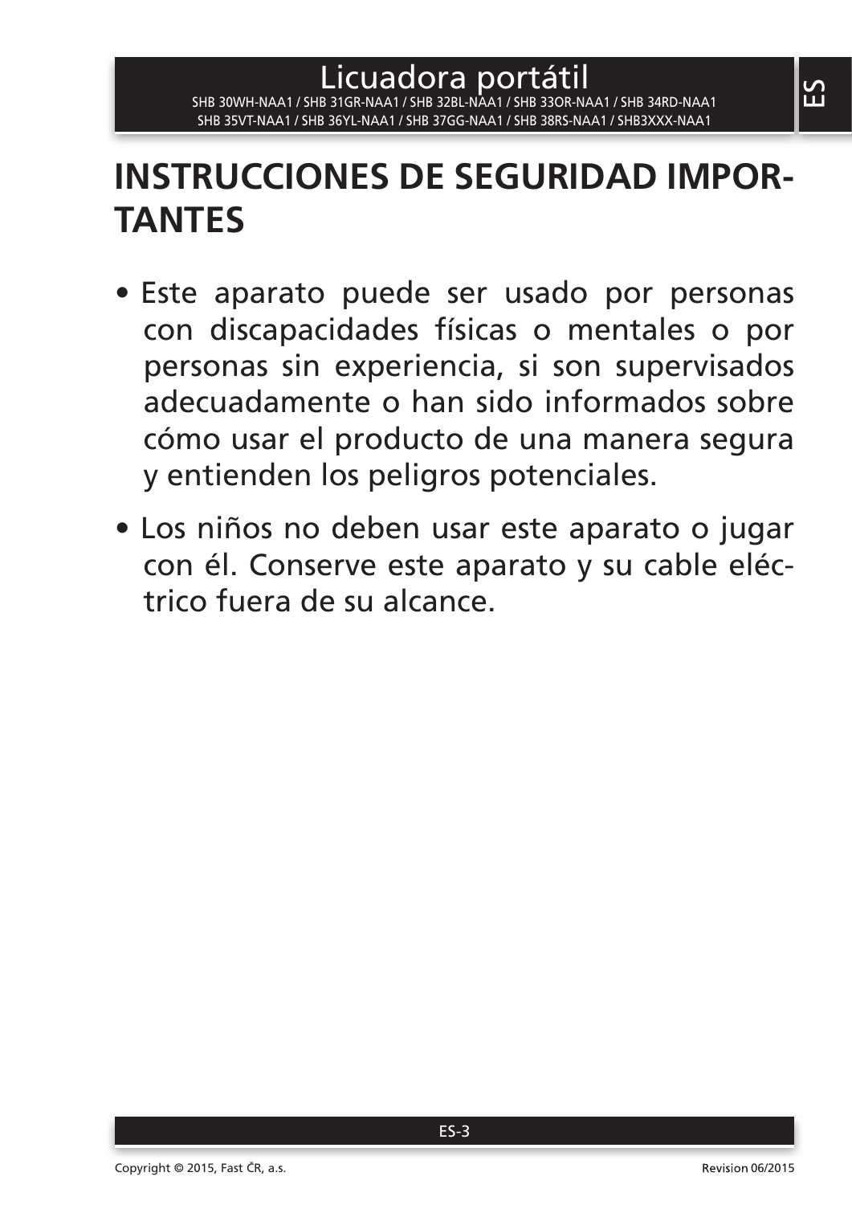# INSTRUCCIONES DE SEGURIDAD IMPORTANTES

- Este aparato puede ser usado por personas con discapacidades físicas o mentales o por personas sin experiencia, si son supervisados adecuadamente o han sido informados sobre cómo usar el producto de una manera segura y entienden los peligros potenciales.
- Los niños no deben usar este aparato o jugar con él. Conserve este aparato y su cable eléctrico fuera de su alcance.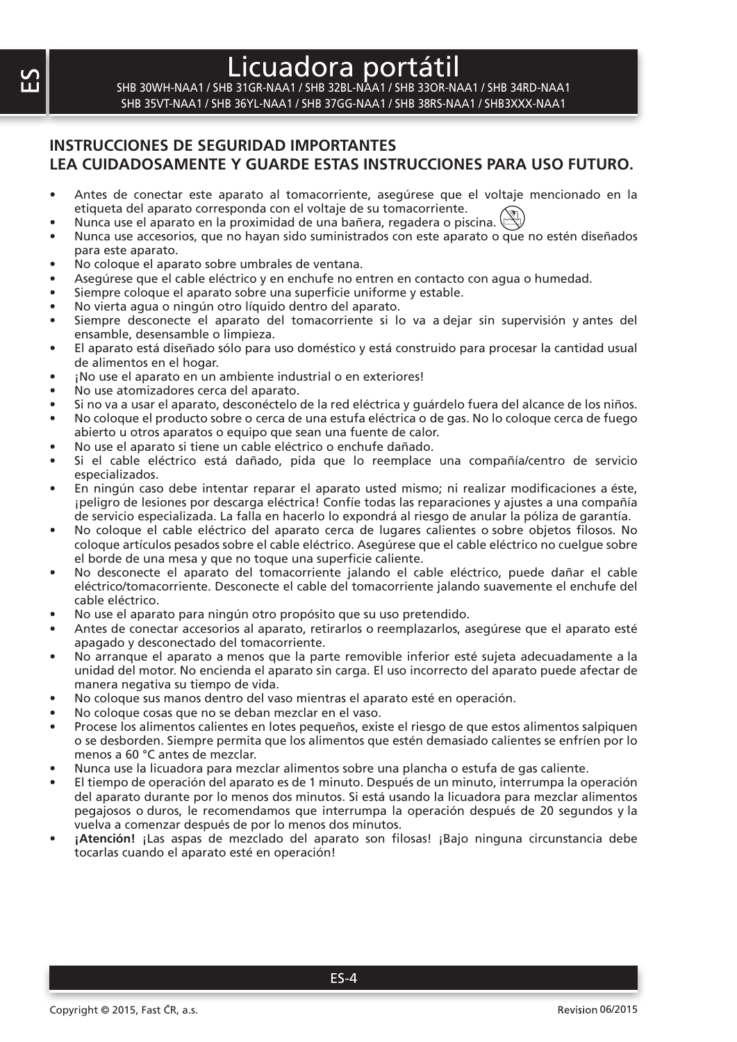# Licuadora portátil

SHB 30WH-NAA1 / SHB 31GR-NAA1 / SHB 32BL-NAA1 / SHB 33OR-NAA1 / SHB 34RD-NAA1
SHB 35VT-NAA1 / SHB 36YL-NAA1 / SHB 37GG-NAA1 / SHB 38RS-NAA1 / SHB3XXX-NAA1

## INSTRUCCIONES DE SEGURIDAD IMPORTANTES
## LEA CUIDADOSAMENTE Y GUARDE ESTAS INSTRUCCIONES PARA USO FUTURO.

- Antes de conectar este aparato al tomacorriente, asegúrese que el voltaje mencionado en la etiqueta del aparato corresponda con el voltaje de su tomacorriente.
- Nunca use el aparato en la proximidad de una bañera, regadera o piscina.
- Nunca use accesorios, que no hayan sido suministrados con este aparato o que no estén diseñados para este aparato.
- No coloque el aparato sobre umbrales de ventana.
- Asegúrese que el cable eléctrico y en enchufe no entren en contacto con agua o humedad.
- Siempre coloque el aparato sobre una superficie uniforme y estable.
- No vierta agua o ningún otro líquido dentro del aparato.
- Siempre desconecte el aparato del tomacorriente si lo va a dejar sin supervisión y antes del ensamble, desensamble o limpieza.
- El aparato está diseñado sólo para uso doméstico y está construido para procesar la cantidad usual de alimentos en el hogar.
- ¡No use el aparato en un ambiente industrial o en exteriores!
- No use atomizadores cerca del aparato.
- Si no va a usar el aparato, desconéctelo de la red eléctrica y guárdelo fuera del alcance de los niños.
- No coloque el producto sobre o cerca de una estufa eléctrica o de gas. No lo coloque cerca de fuego abierto u otros aparatos o equipo que sean una fuente de calor.
- No use el aparato si tiene un cable eléctrico o enchufe dañado.
- Si el cable eléctrico está dañado, pida que lo reemplace una compañía/centro de servicio especializados.
- En ningún caso debe intentar reparar el aparato usted mismo; ni realizar modificaciones a éste, ¡peligro de lesiones por descarga eléctrica! Confíe todas las reparaciones y ajustes a una compañía de servicio especializada. La falla en hacerlo lo expondrá al riesgo de anular la póliza de garantía.
- No coloque el cable eléctrico del aparato cerca de lugares calientes o sobre objetos filosos. No coloque artículos pesados sobre el cable eléctrico. Asegúrese que el cable eléctrico no cuelgue sobre el borde de una mesa y que no toque una superficie caliente.
- No desconecte el aparato del tomacorriente jalando el cable eléctrico, puede dañar el cable eléctrico/tomacorriente. Desconecte el cable del tomacorriente jalando suavemente el enchufe del cable eléctrico.
- No use el aparato para ningún otro propósito que su uso pretendido.
- Antes de conectar accesorios al aparato, retirarlos o reemplazarlos, asegúrese que el aparato esté apagado y desconectado del tomacorriente.
- No arranque el aparato a menos que la parte removible inferior esté sujeta adecuadamente a la unidad del motor. No encienda el aparato sin carga. El uso incorrecto del aparato puede afectar de manera negativa su tiempo de vida.
- No coloque sus manos dentro del vaso mientras el aparato esté en operación.
- No coloque cosas que no se deban mezclar en el vaso.
- Procese los alimentos calientes en lotes pequeños, existe el riesgo de que estos alimentos salpiquen o se desborden. Siempre permita que los alimentos que estén demasiado calientes se enfríen por lo menos a 60 °C antes de mezclar.
- Nunca use la licuadora para mezclar alimentos sobre una plancha o estufa de gas caliente.
- El tiempo de operación del aparato es de 1 minuto. Después de un minuto, interrumpa la operación del aparato durante por lo menos dos minutos. Si está usando la licuadora para mezclar alimentos pegajosos o duros, le recomendamos que interrumpa la operación después de 20 segundos y la vuelva a comenzar después de por lo menos dos minutos.
- **¡Atención!** ¡Las aspas de mezclado del aparato son filosas! ¡Bajo ninguna circunstancia debe tocarlas cuando el aparato esté en operación!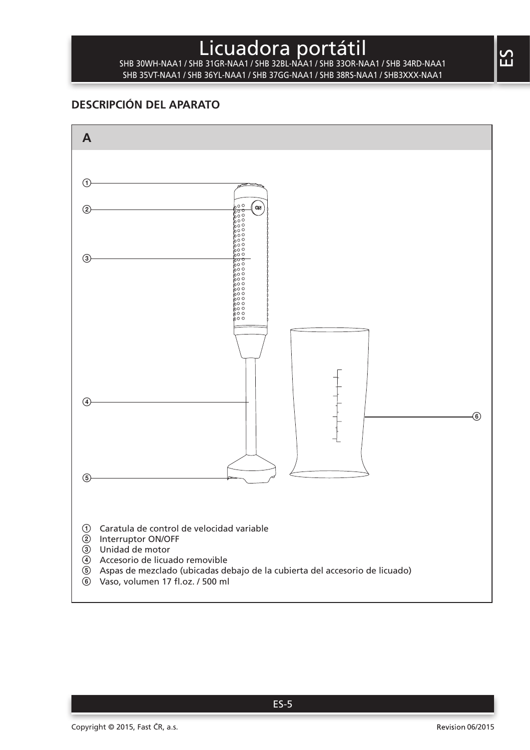# Licuadora portátil

SHB 30WH-NAA1 / SHB 31GR-NAA1 / SHB 32BL-NAA1 / SHB 33OR-NAA1 / SHB 34RD-NAA1
SHB 35VT-NAA1 / SHB 36YL-NAA1 / SHB 37GG-NAA1 / SHB 38RS-NAA1 / SHB3XXX-NAA1

## DESCRIPCIÓN DEL APARATO

**A**

① Caratula de control de velocidad variable
② Interruptor ON/OFF
③ Unidad de motor
④ Accesorio de licuado removible
⑤ Aspas de mezclado (ubicadas debajo de la cubierta del accesorio de licuado)
⑥ Vaso, volumen 17 fl.oz. / 500 ml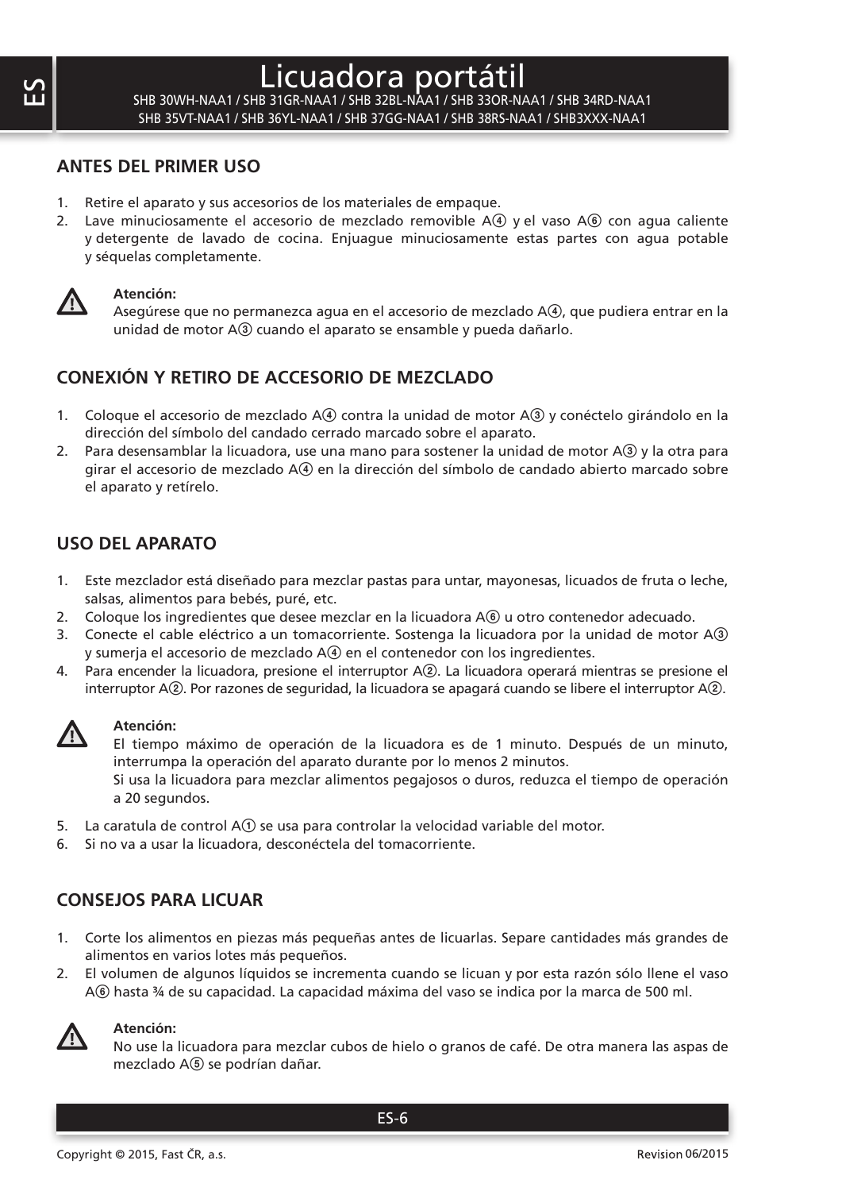# Licuadora portátil

SHB 30WH-NAA1 / SHB 31GR-NAA1 / SHB 32BL-NAA1 / SHB 33OR-NAA1 / SHB 34RD-NAA1
SHB 35VT-NAA1 / SHB 36YL-NAA1 / SHB 37GG-NAA1 / SHB 38RS-NAA1 / SHB3XXX-NAA1

## ANTES DEL PRIMER USO

1. Retire el aparato y sus accesorios de los materiales de empaque.
2. Lave minuciosamente el accesorio de mezclado removible A④ y el vaso A⑥ con agua caliente y detergente de lavado de cocina. Enjuague minuciosamente estas partes con agua potable y séquelas completamente.

**Atención:**
Asegúrese que no permanezca agua en el accesorio de mezclado A④, que pudiera entrar en la unidad de motor A③ cuando el aparato se ensamble y pueda dañarlo.

## CONEXIÓN Y RETIRO DE ACCESORIO DE MEZCLADO

1. Coloque el accesorio de mezclado A④ contra la unidad de motor A③ y conéctelo girándolo en la dirección del símbolo del candado cerrado marcado sobre el aparato.
2. Para desensamblar la licuadora, use una mano para sostener la unidad de motor A③ y la otra para girar el accesorio de mezclado A④ en la dirección del símbolo de candado abierto marcado sobre el aparato y retírelo.

## USO DEL APARATO

1. Este mezclador está diseñado para mezclar pastas para untar, mayonesas, licuados de fruta o leche, salsas, alimentos para bebés, puré, etc.
2. Coloque los ingredientes que desee mezclar en la licuadora A⑥ u otro contenedor adecuado.
3. Conecte el cable eléctrico a un tomacorriente. Sostenga la licuadora por la unidad de motor A③ y sumerja el accesorio de mezclado A④ en el contenedor con los ingredientes.
4. Para encender la licuadora, presione el interruptor A②. La licuadora operará mientras se presione el interruptor A②. Por razones de seguridad, la licuadora se apagará cuando se libere el interruptor A②.

**Atención:**
El tiempo máximo de operación de la licuadora es de 1 minuto. Después de un minuto, interrumpa la operación del aparato durante por lo menos 2 minutos.
Si usa la licuadora para mezclar alimentos pegajosos o duros, reduzca el tiempo de operación a 20 segundos.

5. La caratula de control A① se usa para controlar la velocidad variable del motor.
6. Si no va a usar la licuadora, desconéctela del tomacorriente.

## CONSEJOS PARA LICUAR

1. Corte los alimentos en piezas más pequeñas antes de licuarlas. Separe cantidades más grandes de alimentos en varios lotes más pequeños.
2. El volumen de algunos líquidos se incrementa cuando se licuan y por esta razón sólo llene el vaso A⑥ hasta ¾ de su capacidad. La capacidad máxima del vaso se indica por la marca de 500 ml.

**Atención:**
No use la licuadora para mezclar cubos de hielo o granos de café. De otra manera las aspas de mezclado A⑤ se podrían dañar.

Copyright © 2015, Fast ČR, a.s. Revision 06/2015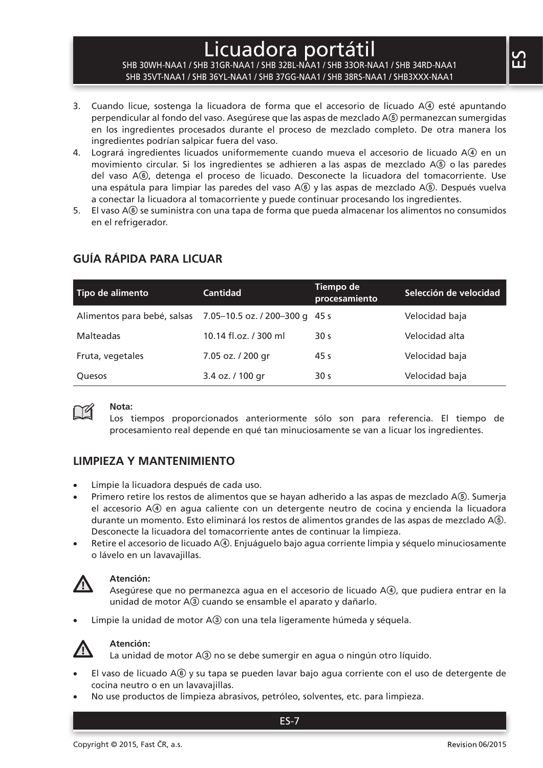3. Cuando licue, sostenga la licuadora de forma que el accesorio de licuado A④ esté apuntando perpendicular al fondo del vaso. Asegúrese que las aspas de mezclado A⑤ permanezcan sumergidas en los ingredientes procesados durante el proceso de mezclado completo. De otra manera los ingredientes podrían salpicar fuera del vaso.
4. Logrará ingredientes licuados uniformemente cuando mueva el accesorio de licuado A④ en un movimiento circular. Si los ingredientes se adhieren a las aspas de mezclado A⑤ o las paredes del vaso A⑥, detenga el proceso de licuado. Desconecte la licuadora del tomacorriente. Use una espátula para limpiar las paredes del vaso A⑥ y las aspas de mezclado A⑤. Después vuelva a conectar la licuadora al tomacorriente y puede continuar procesando los ingredientes.
5. El vaso A⑥ se suministra con una tapa de forma que pueda almacenar los alimentos no consumidos en el refrigerador.

## GUÍA RÁPIDA PARA LICUAR

| Tipo de alimento | Cantidad | Tiempo de procesamiento | Selección de velocidad |
|---|---|---|---|
| Alimentos para bebé, salsas | 7.05–10.5 oz. / 200–300 g | 45 s | Velocidad baja |
| Malteadas | 10.14 fl.oz. / 300 ml | 30 s | Velocidad alta |
| Fruta, vegetales | 7.05 oz. / 200 gr | 45 s | Velocidad baja |
| Quesos | 3.4 oz. / 100 gr | 30 s | Velocidad baja |

**Nota:**
Los tiempos proporcionados anteriormente sólo son para referencia. El tiempo de procesamiento real depende en qué tan minuciosamente se van a licuar los ingredientes.

## LIMPIEZA Y MANTENIMIENTO

- Limpie la licuadora después de cada uso.
- Primero retire los restos de alimentos que se hayan adherido a las aspas de mezclado A⑤. Sumerja el accesorio A④ en agua caliente con un detergente neutro de cocina y encienda la licuadora durante un momento. Esto eliminará los restos de alimentos grandes de las aspas de mezclado A⑤. Desconecte la licuadora del tomacorriente antes de continuar la limpieza.
- Retire el accesorio de licuado A④. Enjuáguelo bajo agua corriente limpia y séquelo minuciosamente o lávelo en un lavavajillas.

**Atención:**
Asegúrese que no permanezca agua en el accesorio de licuado A④, que pudiera entrar en la unidad de motor A③ cuando se ensamble el aparato y dañarlo.

- Limpie la unidad de motor A③ con una tela ligeramente húmeda y séquela.

**Atención:**
La unidad de motor A③ no se debe sumergir en agua o ningún otro líquido.

- El vaso de licuado A⑥ y su tapa se pueden lavar bajo agua corriente con el uso de detergente de cocina neutro o en un lavavajillas.
- No use productos de limpieza abrasivos, petróleo, solventes, etc. para limpieza.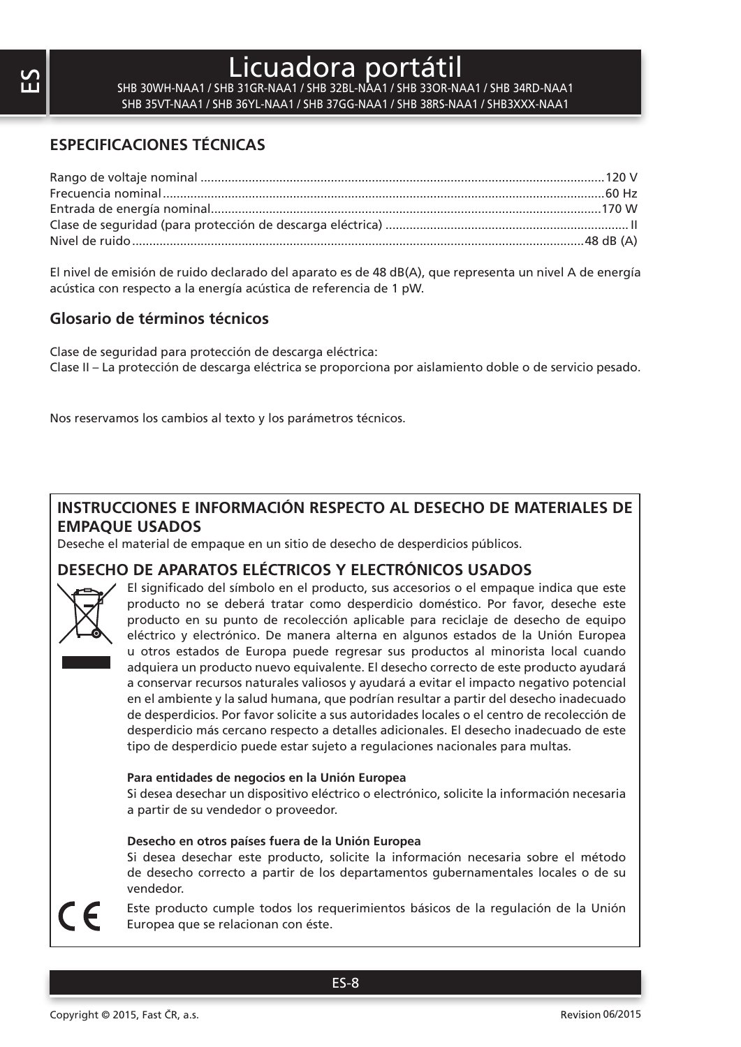# Licuadora portátil

SHB 30WH-NAA1 / SHB 31GR-NAA1 / SHB 32BL-NAA1 / SHB 33OR-NAA1 / SHB 34RD-NAA1
SHB 35VT-NAA1 / SHB 36YL-NAA1 / SHB 37GG-NAA1 / SHB 38RS-NAA1 / SHB3XXX-NAA1

## ESPECIFICACIONES TÉCNICAS

Rango de voltaje nominal ........................................................................120 V
Frecuencia nominal ........................................................................60 Hz
Entrada de energía nominal ........................................................................170 W
Clase de seguridad (para protección de descarga eléctrica) ........................................................................ II
Nivel de ruido ........................................................................48 dB (A)

El nivel de emisión de ruido declarado del aparato es de 48 dB(A), que representa un nivel A de energía acústica con respecto a la energía acústica de referencia de 1 pW.

### Glosario de términos técnicos

Clase de seguridad para protección de descarga eléctrica:
Clase II – La protección de descarga eléctrica se proporciona por aislamiento doble o de servicio pesado.

Nos reservamos los cambios al texto y los parámetros técnicos.

## INSTRUCCIONES E INFORMACIÓN RESPECTO AL DESECHO DE MATERIALES DE EMPAQUE USADOS

Deseche el material de empaque en un sitio de desecho de desperdicios públicos.

## DESECHO DE APARATOS ELÉCTRICOS Y ELECTRÓNICOS USADOS

El significado del símbolo en el producto, sus accesorios o el empaque indica que este producto no se deberá tratar como desperdicio doméstico. Por favor, deseche este producto en su punto de recolección aplicable para reciclaje de desecho de equipo eléctrico y electrónico. De manera alterna en algunos estados de la Unión Europea u otros estados de Europa puede regresar sus productos al minorista local cuando adquiera un producto nuevo equivalente. El desecho correcto de este producto ayudará a conservar recursos naturales valiosos y ayudará a evitar el impacto negativo potencial en el ambiente y la salud humana, que podrían resultar a partir del desecho inadecuado de desperdicios. Por favor solicite a sus autoridades locales o el centro de recolección de desperdicio más cercano respecto a detalles adicionales. El desecho inadecuado de este tipo de desperdicio puede estar sujeto a regulaciones nacionales para multas.

**Para entidades de negocios en la Unión Europea**
Si desea desechar un dispositivo eléctrico o electrónico, solicite la información necesaria a partir de su vendedor o proveedor.

**Desecho en otros países fuera de la Unión Europea**
Si desea desechar este producto, solicite la información necesaria sobre el método de desecho correcto a partir de los departamentos gubernamentales locales o de su vendedor.

Este producto cumple todos los requerimientos básicos de la regulación de la Unión Europea que se relacionan con éste.

Copyright © 2015, Fast ČR, a.s.

Revision 06/2015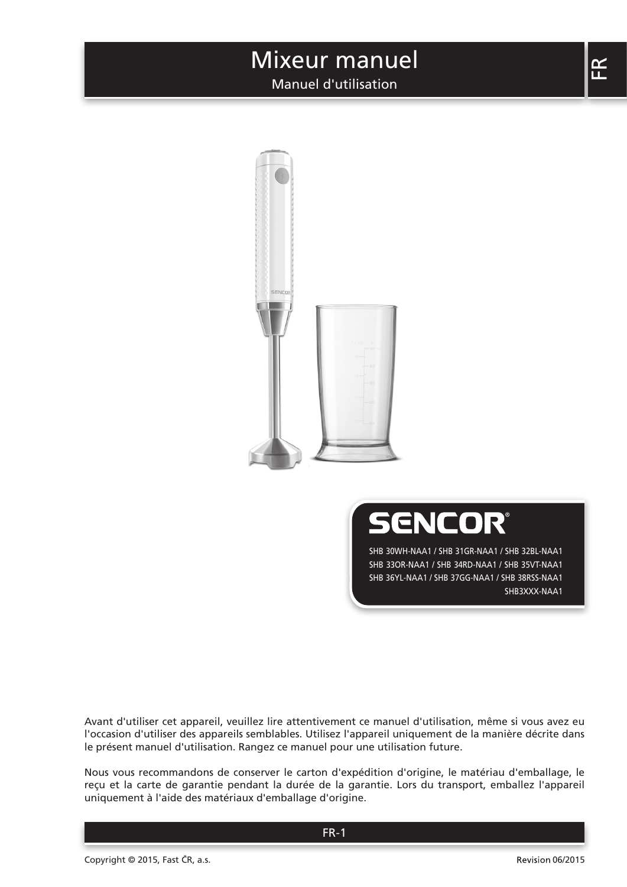# Mixeur manuel

Manuel d'utilisation

FR

**SENCOR**®

SHB 30WH-NAA1 / SHB 31GR-NAA1 / SHB 32BL-NAA1
SHB 33OR-NAA1 / SHB 34RD-NAA1 / SHB 35VT-NAA1
SHB 36YL-NAA1 / SHB 37GG-NAA1 / SHB 38RSS-NAA1
SHB3XXX-NAA1

Avant d'utiliser cet appareil, veuillez lire attentivement ce manuel d'utilisation, même si vous avez eu l'occasion d'utiliser des appareils semblables. Utilisez l'appareil uniquement de la manière décrite dans le présent manuel d'utilisation. Rangez ce manuel pour une utilisation future.

Nous vous recommandons de conserver le carton d'expédition d'origine, le matériau d'emballage, le reçu et la carte de garantie pendant la durée de la garantie. Lors du transport, emballez l'appareil uniquement à l'aide des matériaux d'emballage d'origine.

Copyright © 2015, Fast ČR, a.s. Revision 06/2015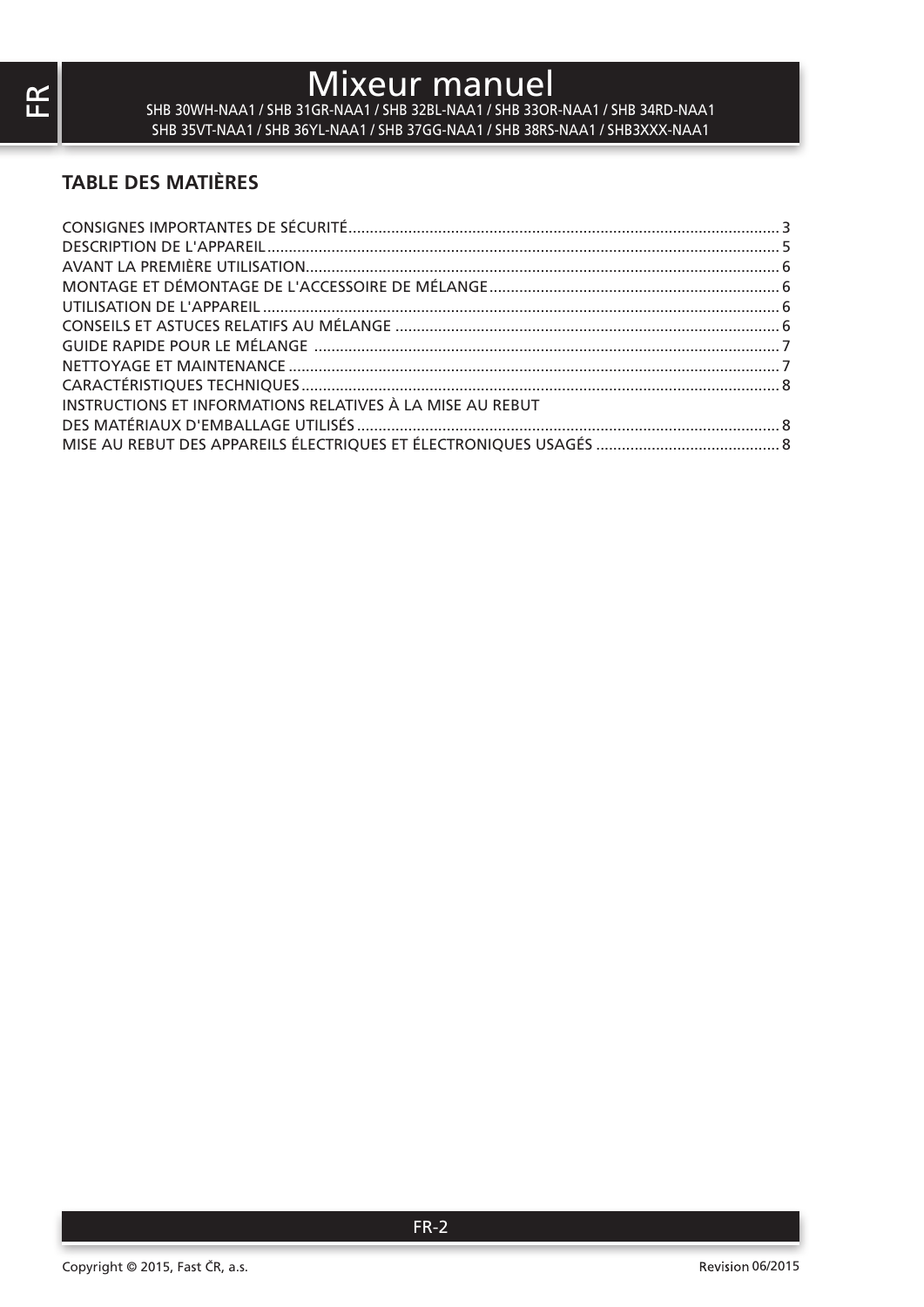# Mixeur manuel

SHB 30WH-NAA1 / SHB 31GR-NAA1 / SHB 32BL-NAA1 / SHB 33OR-NAA1 / SHB 34RD-NAA1
SHB 35VT-NAA1 / SHB 36YL-NAA1 / SHB 37GG-NAA1 / SHB 38RS-NAA1 / SHB3XXX-NAA1

## TABLE DES MATIÈRES

CONSIGNES IMPORTANTES DE SÉCURITÉ .......... 3
DESCRIPTION DE L'APPAREIL .......... 5
AVANT LA PREMIÈRE UTILISATION .......... 6
MONTAGE ET DÉMONTAGE DE L'ACCESSOIRE DE MÉLANGE .......... 6
UTILISATION DE L'APPAREIL .......... 6
CONSEILS ET ASTUCES RELATIFS AU MÉLANGE .......... 6
GUIDE RAPIDE POUR LE MÉLANGE .......... 7
NETTOYAGE ET MAINTENANCE .......... 7
CARACTÉRISTIQUES TECHNIQUES .......... 8
INSTRUCTIONS ET INFORMATIONS RELATIVES À LA MISE AU REBUT DES MATÉRIAUX D'EMBALLAGE UTILISÉS .......... 8
MISE AU REBUT DES APPAREILS ÉLECTRIQUES ET ÉLECTRONIQUES USAGÉS .......... 8

Copyright © 2015, Fast ČR, a.s. Revision 06/2015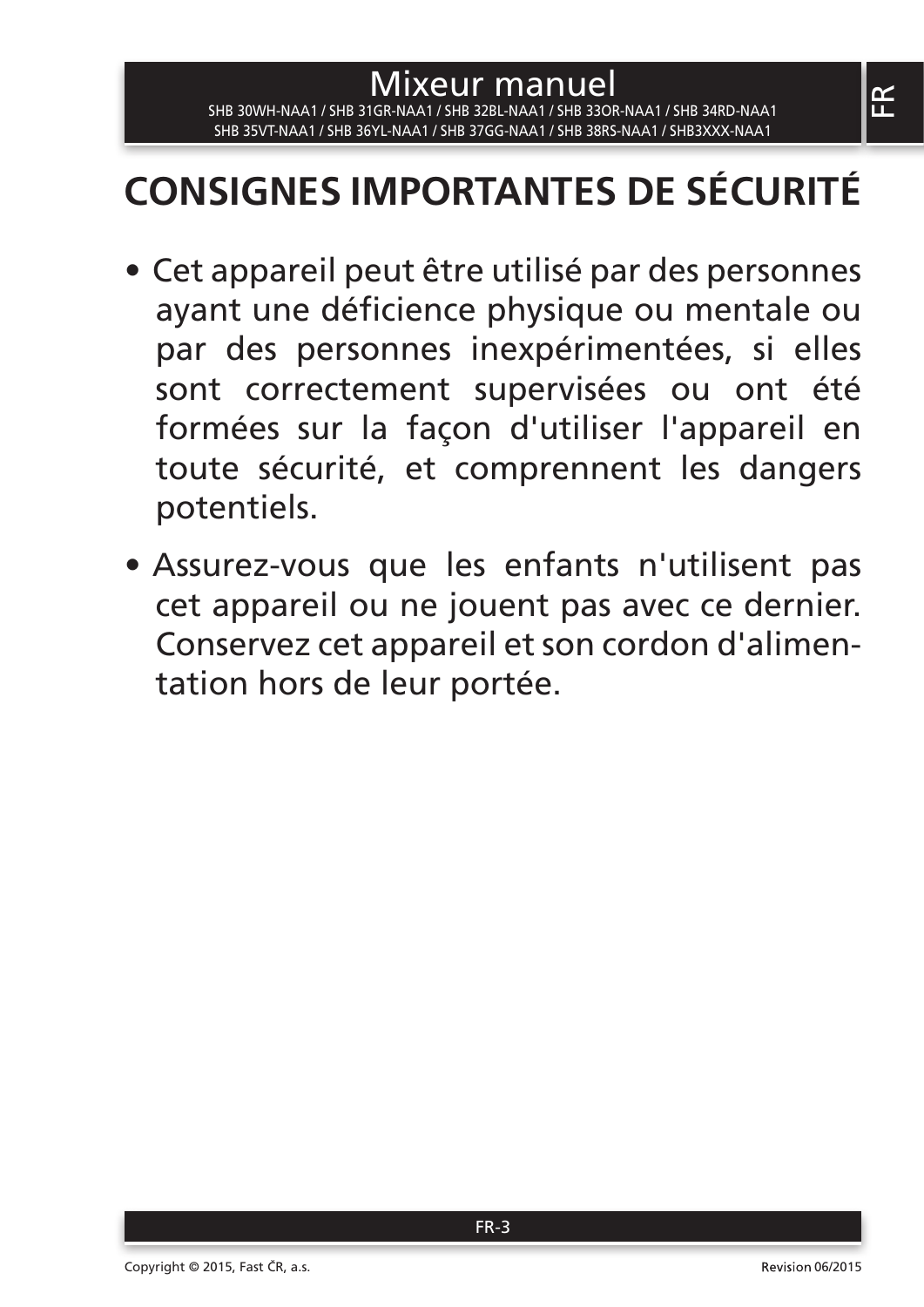# CONSIGNES IMPORTANTES DE SÉCURITÉ

- Cet appareil peut être utilisé par des personnes ayant une déficience physique ou mentale ou par des personnes inexpérimentées, si elles sont correctement supervisées ou ont été formées sur la façon d'utiliser l'appareil en toute sécurité, et comprennent les dangers potentiels.
- Assurez-vous que les enfants n'utilisent pas cet appareil ou ne jouent pas avec ce dernier. Conservez cet appareil et son cordon d'alimentation hors de leur portée.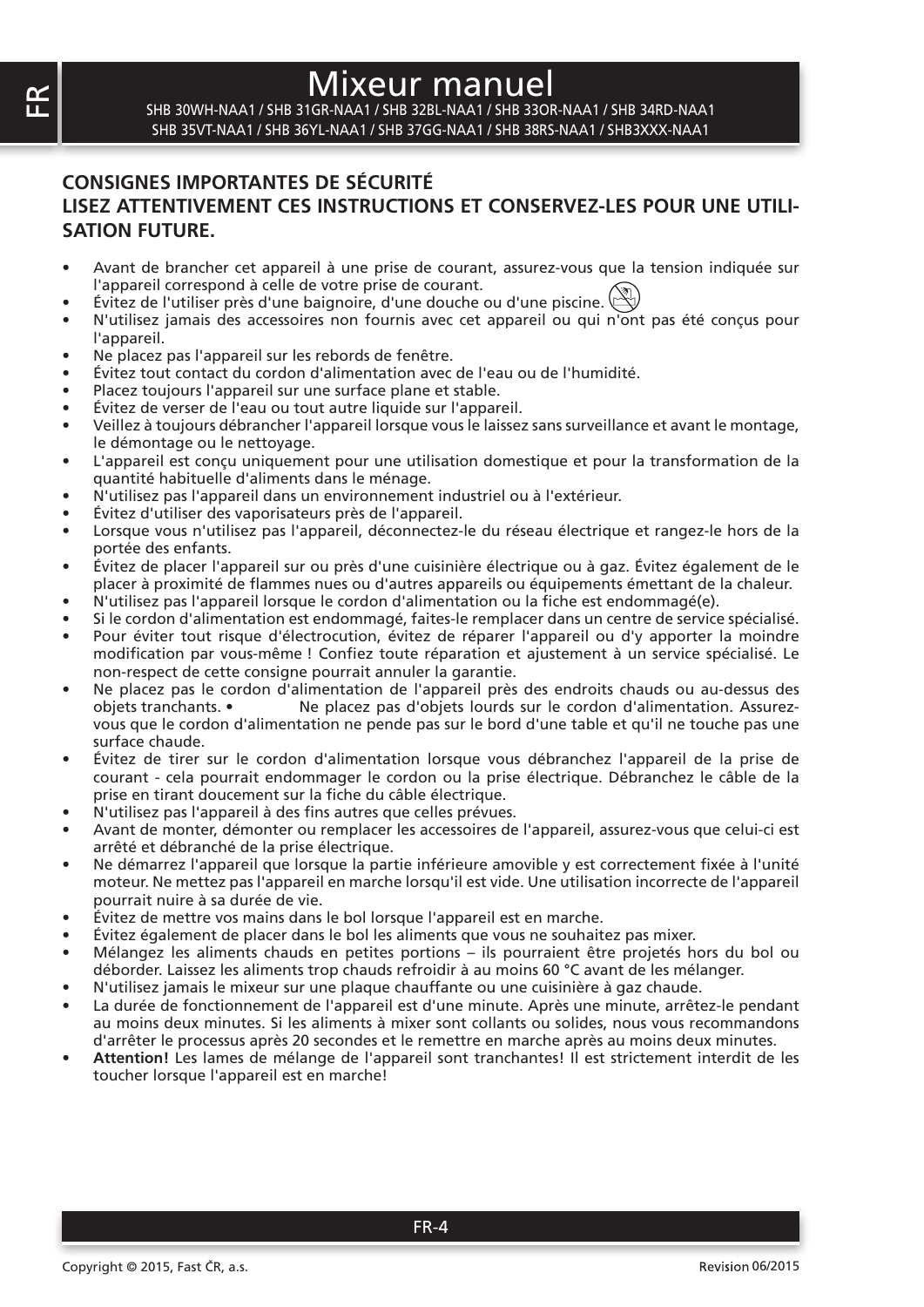# Mixeur manuel

SHB 30WH-NAA1 / SHB 31GR-NAA1 / SHB 32BL-NAA1 / SHB 33OR-NAA1 / SHB 34RD-NAA1
SHB 35VT-NAA1 / SHB 36YL-NAA1 / SHB 37GG-NAA1 / SHB 38RS-NAA1 / SHB3XXX-NAA1

## CONSIGNES IMPORTANTES DE SÉCURITÉ
## LISEZ ATTENTIVEMENT CES INSTRUCTIONS ET CONSERVEZ-LES POUR UNE UTILISATION FUTURE.

- Avant de brancher cet appareil à une prise de courant, assurez-vous que la tension indiquée sur l'appareil correspond à celle de votre prise de courant.
- Évitez de l'utiliser près d'une baignoire, d'une douche ou d'une piscine.
- N'utilisez jamais des accessoires non fournis avec cet appareil ou qui n'ont pas été conçus pour l'appareil.
- Ne placez pas l'appareil sur les rebords de fenêtre.
- Évitez tout contact du cordon d'alimentation avec de l'eau ou de l'humidité.
- Placez toujours l'appareil sur une surface plane et stable.
- Évitez de verser de l'eau ou tout autre liquide sur l'appareil.
- Veillez à toujours débrancher l'appareil lorsque vous le laissez sans surveillance et avant le montage, le démontage ou le nettoyage.
- L'appareil est conçu uniquement pour une utilisation domestique et pour la transformation de la quantité habituelle d'aliments dans le ménage.
- N'utilisez pas l'appareil dans un environnement industriel ou à l'extérieur.
- Évitez d'utiliser des vaporisateurs près de l'appareil.
- Lorsque vous n'utilisez pas l'appareil, déconnectez-le du réseau électrique et rangez-le hors de la portée des enfants.
- Évitez de placer l'appareil sur ou près d'une cuisinière électrique ou à gaz. Évitez également de le placer à proximité de flammes nues ou d'autres appareils ou équipements émettant de la chaleur.
- N'utilisez pas l'appareil lorsque le cordon d'alimentation ou la fiche est endommagé(e).
- Si le cordon d'alimentation est endommagé, faites-le remplacer dans un centre de service spécialisé.
- Pour éviter tout risque d'électrocution, évitez de réparer l'appareil ou d'y apporter la moindre modification par vous-même ! Confiez toute réparation et ajustement à un service spécialisé. Le non-respect de cette consigne pourrait annuler la garantie.
- Ne placez pas le cordon d'alimentation de l'appareil près des endroits chauds ou au-dessus des objets tranchants. • Ne placez pas d'objets lourds sur le cordon d'alimentation. Assurez-vous que le cordon d'alimentation ne pende pas sur le bord d'une table et qu'il ne touche pas une surface chaude.
- Évitez de tirer sur le cordon d'alimentation lorsque vous débranchez l'appareil de la prise de courant - cela pourrait endommager le cordon ou la prise électrique. Débranchez le câble de la prise en tirant doucement sur la fiche du câble électrique.
- N'utilisez pas l'appareil à des fins autres que celles prévues.
- Avant de monter, démonter ou remplacer les accessoires de l'appareil, assurez-vous que celui-ci est arrêté et débranché de la prise électrique.
- Ne démarrez l'appareil que lorsque la partie inférieure amovible y est correctement fixée à l'unité moteur. Ne mettez pas l'appareil en marche lorsqu'il est vide. Une utilisation incorrecte de l'appareil pourrait nuire à sa durée de vie.
- Évitez de mettre vos mains dans le bol lorsque l'appareil est en marche.
- Évitez également de placer dans le bol les aliments que vous ne souhaitez pas mixer.
- Mélangez les aliments chauds en petites portions – ils pourraient être projetés hors du bol ou déborder. Laissez les aliments trop chauds refroidir à au moins 60 °C avant de les mélanger.
- N'utilisez jamais le mixeur sur une plaque chauffante ou une cuisinière à gaz chaude.
- La durée de fonctionnement de l'appareil est d'une minute. Après une minute, arrêtez-le pendant au moins deux minutes. Si les aliments à mixer sont collants ou solides, nous vous recommandons d'arrêter le processus après 20 secondes et le remettre en marche après au moins deux minutes.
- **Attention!** Les lames de mélange de l'appareil sont tranchantes! Il est strictement interdit de les toucher lorsque l'appareil est en marche!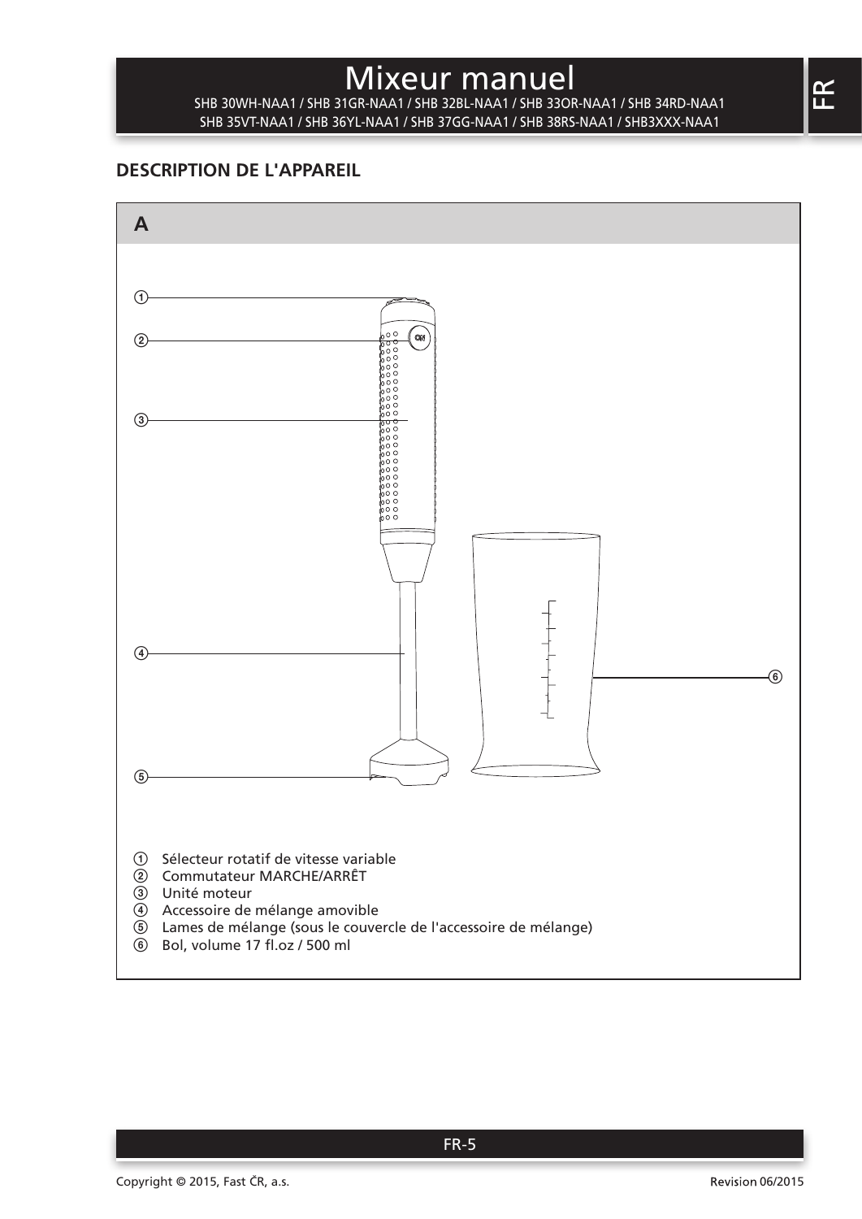# Mixeur manuel

SHB 30WH-NAA1 / SHB 31GR-NAA1 / SHB 32BL-NAA1 / SHB 33OR-NAA1 / SHB 34RD-NAA1
SHB 35VT-NAA1 / SHB 36YL-NAA1 / SHB 37GG-NAA1 / SHB 38RS-NAA1 / SHB3XXX-NAA1

## DESCRIPTION DE L'APPAREIL

**A**

① Sélecteur rotatif de vitesse variable
② Commutateur MARCHE/ARRÊT
③ Unité moteur
④ Accessoire de mélange amovible
⑤ Lames de mélange (sous le couvercle de l'accessoire de mélange)
⑥ Bol, volume 17 fl.oz / 500 ml

Copyright © 2015, Fast ČR, a.s. Revision 06/2015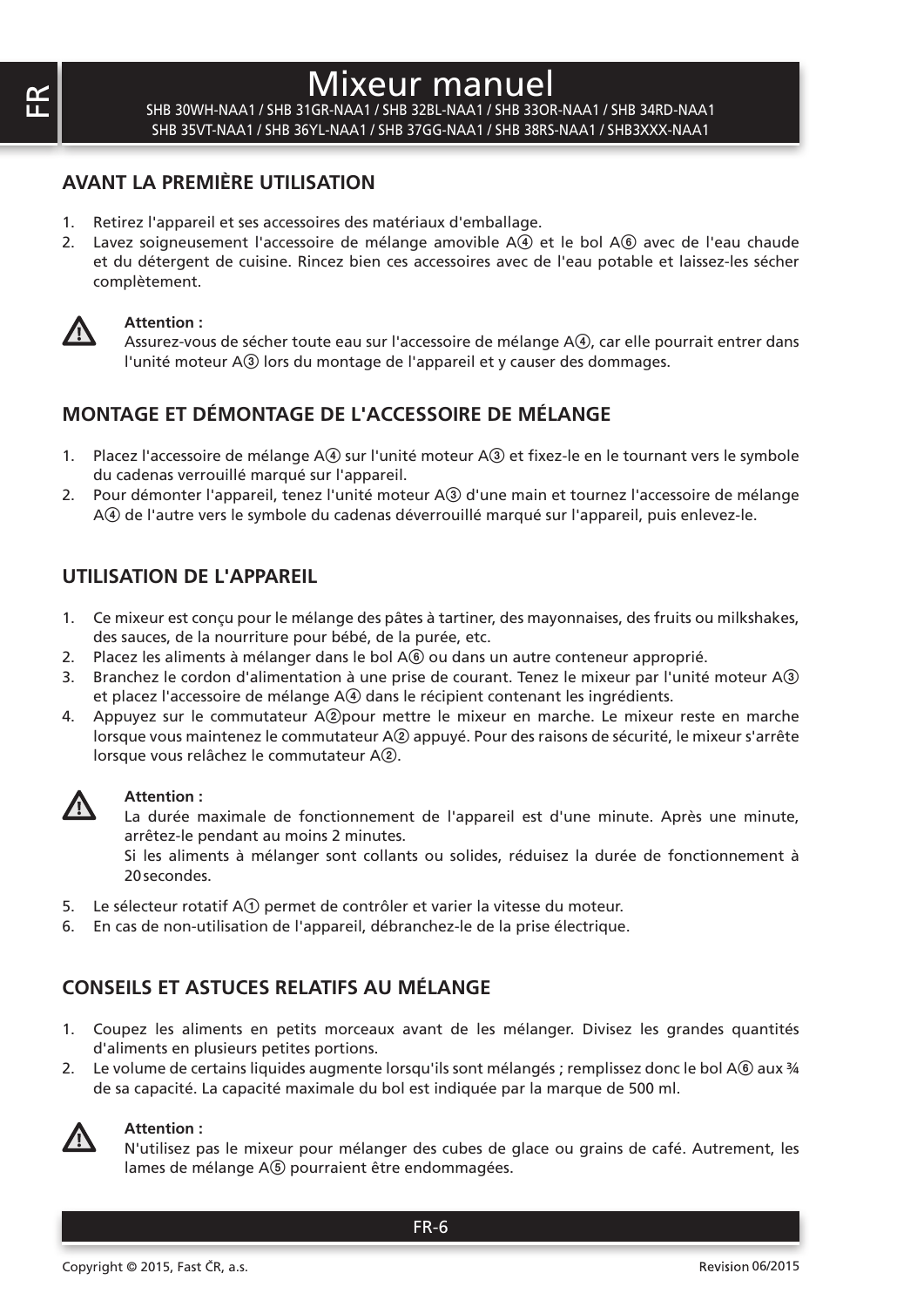# Mixeur manuel

SHB 30WH-NAA1 / SHB 31GR-NAA1 / SHB 32BL-NAA1 / SHB 33OR-NAA1 / SHB 34RD-NAA1
SHB 35VT-NAA1 / SHB 36YL-NAA1 / SHB 37GG-NAA1 / SHB 38RS-NAA1 / SHB3XXX-NAA1

## AVANT LA PREMIÈRE UTILISATION

1. Retirez l'appareil et ses accessoires des matériaux d'emballage.
2. Lavez soigneusement l'accessoire de mélange amovible A④ et le bol A⑥ avec de l'eau chaude et du détergent de cuisine. Rincez bien ces accessoires avec de l'eau potable et laissez-les sécher complètement.

⚠ **Attention :**
Assurez-vous de sécher toute eau sur l'accessoire de mélange A④, car elle pourrait entrer dans l'unité moteur A③ lors du montage de l'appareil et y causer des dommages.

## MONTAGE ET DÉMONTAGE DE L'ACCESSOIRE DE MÉLANGE

1. Placez l'accessoire de mélange A④ sur l'unité moteur A③ et fixez-le en le tournant vers le symbole du cadenas verrouillé marqué sur l'appareil.
2. Pour démonter l'appareil, tenez l'unité moteur A③ d'une main et tournez l'accessoire de mélange A④ de l'autre vers le symbole du cadenas déverrouillé marqué sur l'appareil, puis enlevez-le.

## UTILISATION DE L'APPAREIL

1. Ce mixeur est conçu pour le mélange des pâtes à tartiner, des mayonnaises, des fruits ou milkshakes, des sauces, de la nourriture pour bébé, de la purée, etc.
2. Placez les aliments à mélanger dans le bol A⑥ ou dans un autre conteneur approprié.
3. Branchez le cordon d'alimentation à une prise de courant. Tenez le mixeur par l'unité moteur A③ et placez l'accessoire de mélange A④ dans le récipient contenant les ingrédients.
4. Appuyez sur le commutateur A②pour mettre le mixeur en marche. Le mixeur reste en marche lorsque vous maintenez le commutateur A② appuyé. Pour des raisons de sécurité, le mixeur s'arrête lorsque vous relâchez le commutateur A②.

⚠ **Attention :**
La durée maximale de fonctionnement de l'appareil est d'une minute. Après une minute, arrêtez-le pendant au moins 2 minutes.
Si les aliments à mélanger sont collants ou solides, réduisez la durée de fonctionnement à 20 secondes.

5. Le sélecteur rotatif A① permet de contrôler et varier la vitesse du moteur.
6. En cas de non-utilisation de l'appareil, débranchez-le de la prise électrique.

## CONSEILS ET ASTUCES RELATIFS AU MÉLANGE

1. Coupez les aliments en petits morceaux avant de les mélanger. Divisez les grandes quantités d'aliments en plusieurs petites portions.
2. Le volume de certains liquides augmente lorsqu'ils sont mélangés ; remplissez donc le bol A⑥ aux ¾ de sa capacité. La capacité maximale du bol est indiquée par la marque de 500 ml.

⚠ **Attention :**
N'utilisez pas le mixeur pour mélanger des cubes de glace ou grains de café. Autrement, les lames de mélange A⑤ pourraient être endommagées.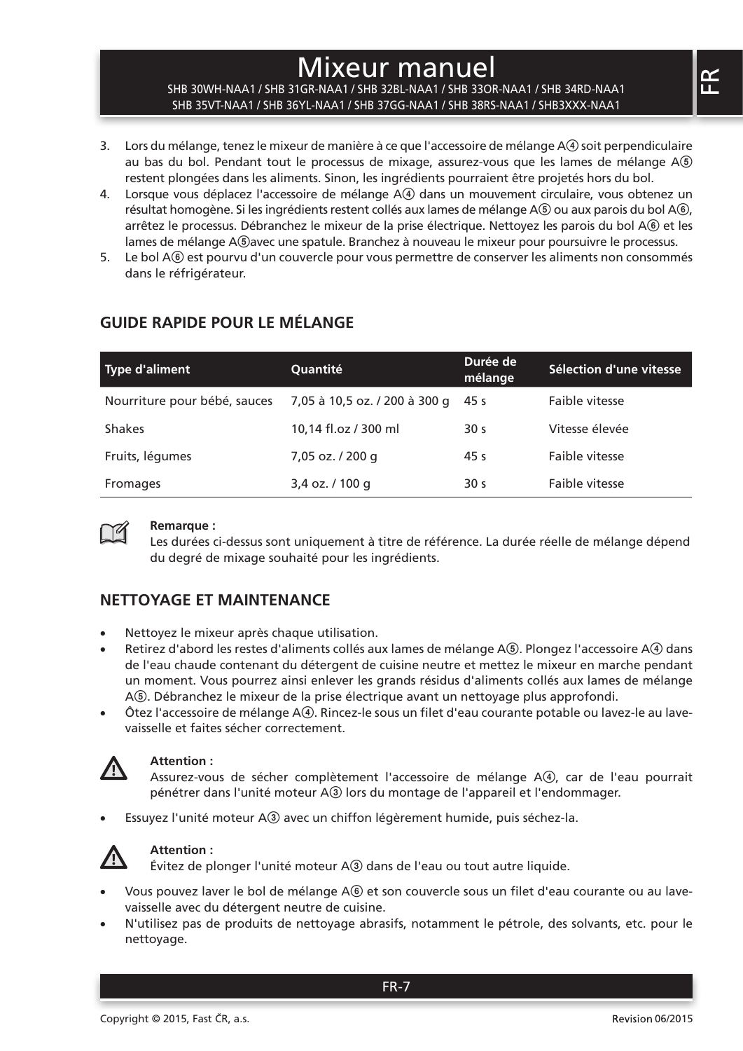3. Lors du mélange, tenez le mixeur de manière à ce que l'accessoire de mélange A④ soit perpendiculaire au bas du bol. Pendant tout le processus de mixage, assurez-vous que les lames de mélange A⑤ restent plongées dans les aliments. Sinon, les ingrédients pourraient être projetés hors du bol.
4. Lorsque vous déplacez l'accessoire de mélange A④ dans un mouvement circulaire, vous obtenez un résultat homogène. Si les ingrédients restent collés aux lames de mélange A⑤ ou aux parois du bol A⑥, arrêtez le processus. Débranchez le mixeur de la prise électrique. Nettoyez les parois du bol A⑥ et les lames de mélange A⑤avec une spatule. Branchez à nouveau le mixeur pour poursuivre le processus.
5. Le bol A⑥ est pourvu d'un couvercle pour vous permettre de conserver les aliments non consommés dans le réfrigérateur.

## GUIDE RAPIDE POUR LE MÉLANGE

| Type d'aliment | Quantité | Durée de mélange | Sélection d'une vitesse |
|---|---|---|---|
| Nourriture pour bébé, sauces | 7,05 à 10,5 oz. / 200 à 300 g | 45 s | Faible vitesse |
| Shakes | 10,14 fl.oz / 300 ml | 30 s | Vitesse élevée |
| Fruits, légumes | 7,05 oz. / 200 g | 45 s | Faible vitesse |
| Fromages | 3,4 oz. / 100 g | 30 s | Faible vitesse |

**Remarque :**
Les durées ci-dessus sont uniquement à titre de référence. La durée réelle de mélange dépend du degré de mixage souhaité pour les ingrédients.

## NETTOYAGE ET MAINTENANCE

- Nettoyez le mixeur après chaque utilisation.
- Retirez d'abord les restes d'aliments collés aux lames de mélange A⑤. Plongez l'accessoire A④ dans de l'eau chaude contenant du détergent de cuisine neutre et mettez le mixeur en marche pendant un moment. Vous pourrez ainsi enlever les grands résidus d'aliments collés aux lames de mélange A⑤. Débranchez le mixeur de la prise électrique avant un nettoyage plus approfondi.
- Ôtez l'accessoire de mélange A④. Rincez-le sous un filet d'eau courante potable ou lavez-le au lave-vaisselle et faites sécher correctement.

**Attention :**
Assurez-vous de sécher complètement l'accessoire de mélange A④, car de l'eau pourrait pénétrer dans l'unité moteur A③ lors du montage de l'appareil et l'endommager.

- Essuyez l'unité moteur A③ avec un chiffon légèrement humide, puis séchez-la.

**Attention :**
Évitez de plonger l'unité moteur A③ dans de l'eau ou tout autre liquide.

- Vous pouvez laver le bol de mélange A⑥ et son couvercle sous un filet d'eau courante ou au lave-vaisselle avec du détergent neutre de cuisine.
- N'utilisez pas de produits de nettoyage abrasifs, notamment le pétrole, des solvants, etc. pour le nettoyage.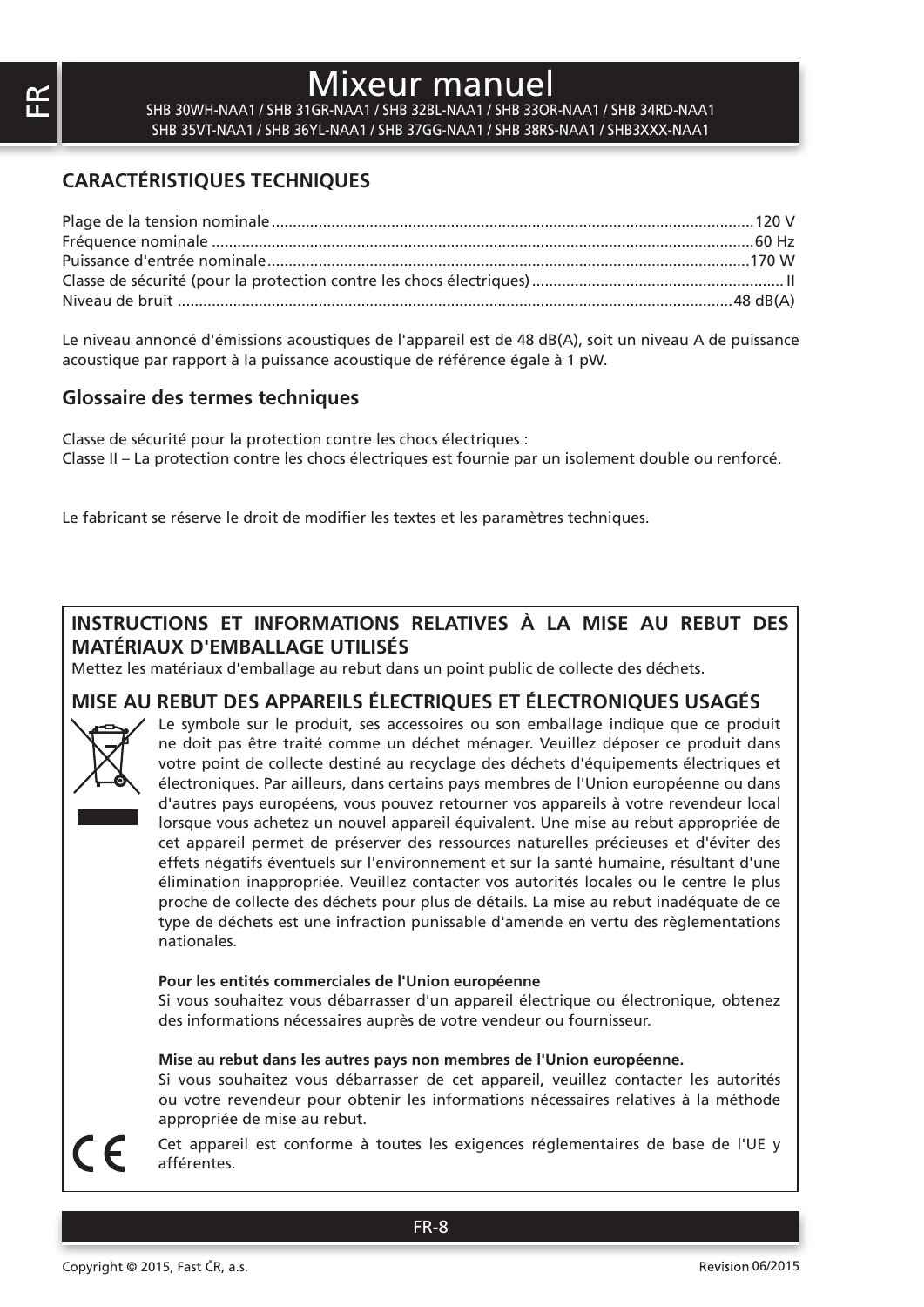# Mixeur manuel

SHB 30WH-NAA1 / SHB 31GR-NAA1 / SHB 32BL-NAA1 / SHB 33OR-NAA1 / SHB 34RD-NAA1
SHB 35VT-NAA1 / SHB 36YL-NAA1 / SHB 37GG-NAA1 / SHB 38RS-NAA1 / SHB3XXX-NAA1

## CARACTÉRISTIQUES TECHNIQUES

| | |
|---|---|
| Plage de la tension nominale | 120 V |
| Fréquence nominale | 60 Hz |
| Puissance d'entrée nominale | 170 W |
| Classe de sécurité (pour la protection contre les chocs électriques) | II |
| Niveau de bruit | 48 dB(A) |

Le niveau annoncé d'émissions acoustiques de l'appareil est de 48 dB(A), soit un niveau A de puissance acoustique par rapport à la puissance acoustique de référence égale à 1 pW.

### Glossaire des termes techniques

Classe de sécurité pour la protection contre les chocs électriques :
Classe II – La protection contre les chocs électriques est fournie par un isolement double ou renforcé.

Le fabricant se réserve le droit de modifier les textes et les paramètres techniques.

## INSTRUCTIONS ET INFORMATIONS RELATIVES À LA MISE AU REBUT DES MATÉRIAUX D'EMBALLAGE UTILISÉS

Mettez les matériaux d'emballage au rebut dans un point public de collecte des déchets.

## MISE AU REBUT DES APPAREILS ÉLECTRIQUES ET ÉLECTRONIQUES USAGÉS

Le symbole sur le produit, ses accessoires ou son emballage indique que ce produit ne doit pas être traité comme un déchet ménager. Veuillez déposer ce produit dans votre point de collecte destiné au recyclage des déchets d'équipements électriques et électroniques. Par ailleurs, dans certains pays membres de l'Union européenne ou dans d'autres pays européens, vous pouvez retourner vos appareils à votre revendeur local lorsque vous achetez un nouvel appareil équivalent. Une mise au rebut appropriée de cet appareil permet de préserver des ressources naturelles précieuses et d'éviter des effets négatifs éventuels sur l'environnement et sur la santé humaine, résultant d'une élimination inappropriée. Veuillez contacter vos autorités locales ou le centre le plus proche de collecte des déchets pour plus de détails. La mise au rebut inadéquate de ce type de déchets est une infraction punissable d'amende en vertu des règlementations nationales.

**Pour les entités commerciales de l'Union européenne**
Si vous souhaitez vous débarrasser d'un appareil électrique ou électronique, obtenez des informations nécessaires auprès de votre vendeur ou fournisseur.

**Mise au rebut dans les autres pays non membres de l'Union européenne.**
Si vous souhaitez vous débarrasser de cet appareil, veuillez contacter les autorités ou votre revendeur pour obtenir les informations nécessaires relatives à la méthode appropriée de mise au rebut.

Cet appareil est conforme à toutes les exigences réglementaires de base de l'UE y afférentes.

Copyright © 2015, Fast ČR, a.s. Revision 06/2015